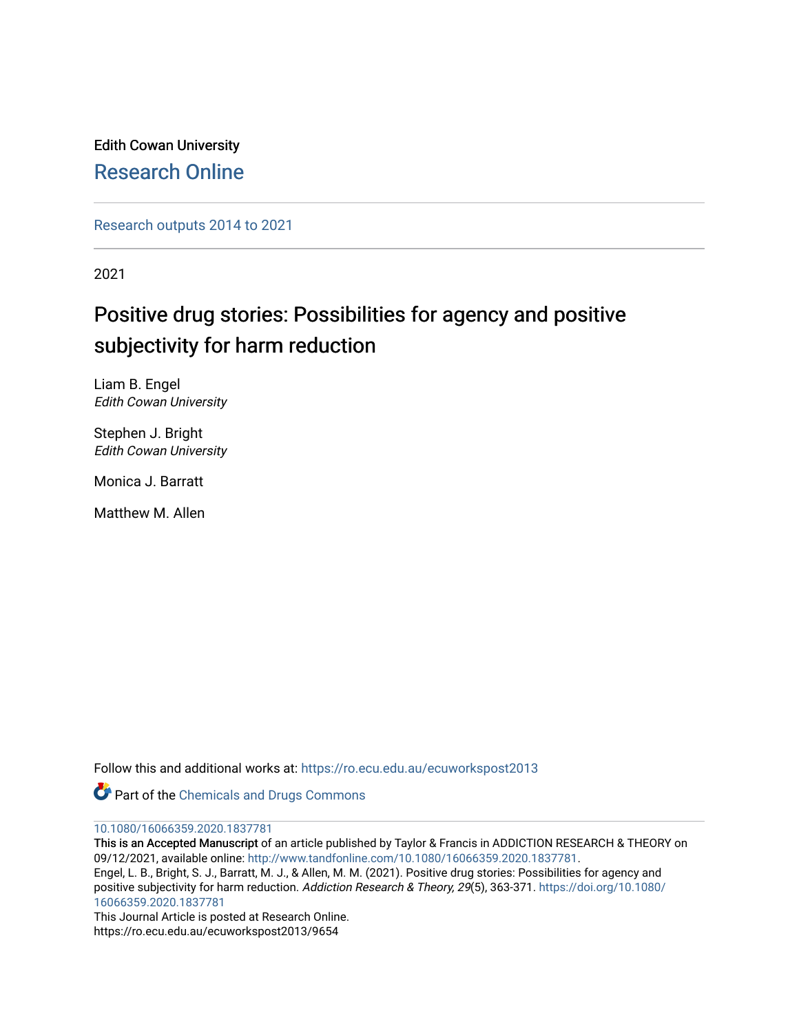Edith Cowan University

## Research Online

Research outputs 2014 to 2021

2021

# Positive drug stories: Possibilities for agency and positive subjectivity for harm reduction

Liam B. Engel
*Edith Cowan University*

Stephen J. Bright
*Edith Cowan University*

Monica J. Barratt

Matthew M. Allen

Follow this and additional works at: https://ro.ecu.edu.au/ecuworkspost2013

Part of the Chemicals and Drugs Commons

10.1080/16066359.2020.1837781

**This is an Accepted Manuscript** of an article published by Taylor & Francis in ADDICTION RESEARCH & THEORY on 09/12/2021, available online: http://www.tandfonline.com/10.1080/16066359.2020.1837781.

Engel, L. B., Bright, S. J., Barratt, M. J., & Allen, M. M. (2021). Positive drug stories: Possibilities for agency and positive subjectivity for harm reduction. *Addiction Research & Theory, 29*(5), 363-371. https://doi.org/10.1080/16066359.2020.1837781

This Journal Article is posted at Research Online.
https://ro.ecu.edu.au/ecuworkspost2013/9654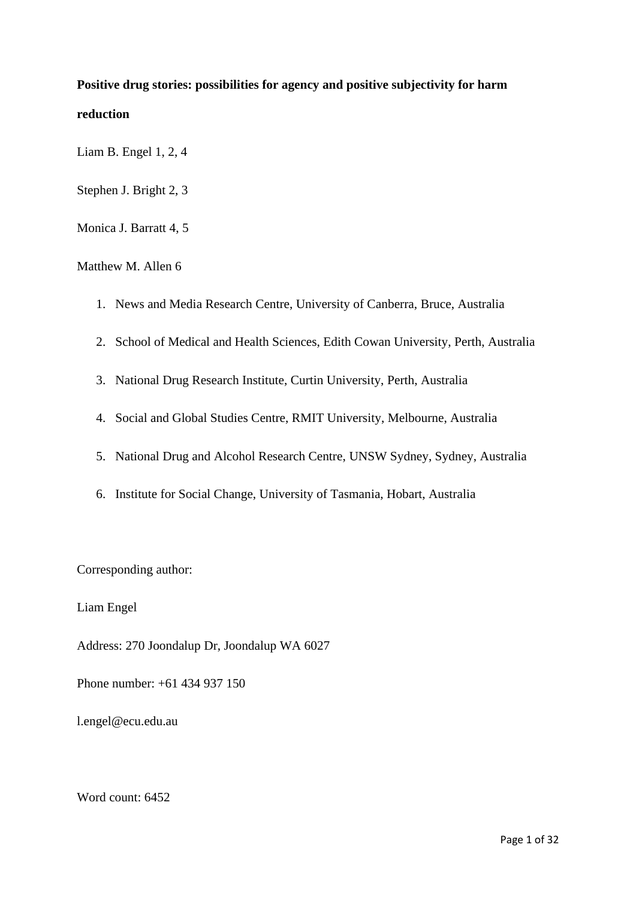**Positive drug stories: possibilities for agency and positive subjectivity for harm reduction**

Liam B. Engel 1, 2, 4

Stephen J. Bright 2, 3

Monica J. Barratt 4, 5

Matthew M. Allen 6

1. News and Media Research Centre, University of Canberra, Bruce, Australia
2. School of Medical and Health Sciences, Edith Cowan University, Perth, Australia
3. National Drug Research Institute, Curtin University, Perth, Australia
4. Social and Global Studies Centre, RMIT University, Melbourne, Australia
5. National Drug and Alcohol Research Centre, UNSW Sydney, Sydney, Australia
6. Institute for Social Change, University of Tasmania, Hobart, Australia

Corresponding author:

Liam Engel

Address: 270 Joondalup Dr, Joondalup WA 6027

Phone number: +61 434 937 150

l.engel@ecu.edu.au

Word count: 6452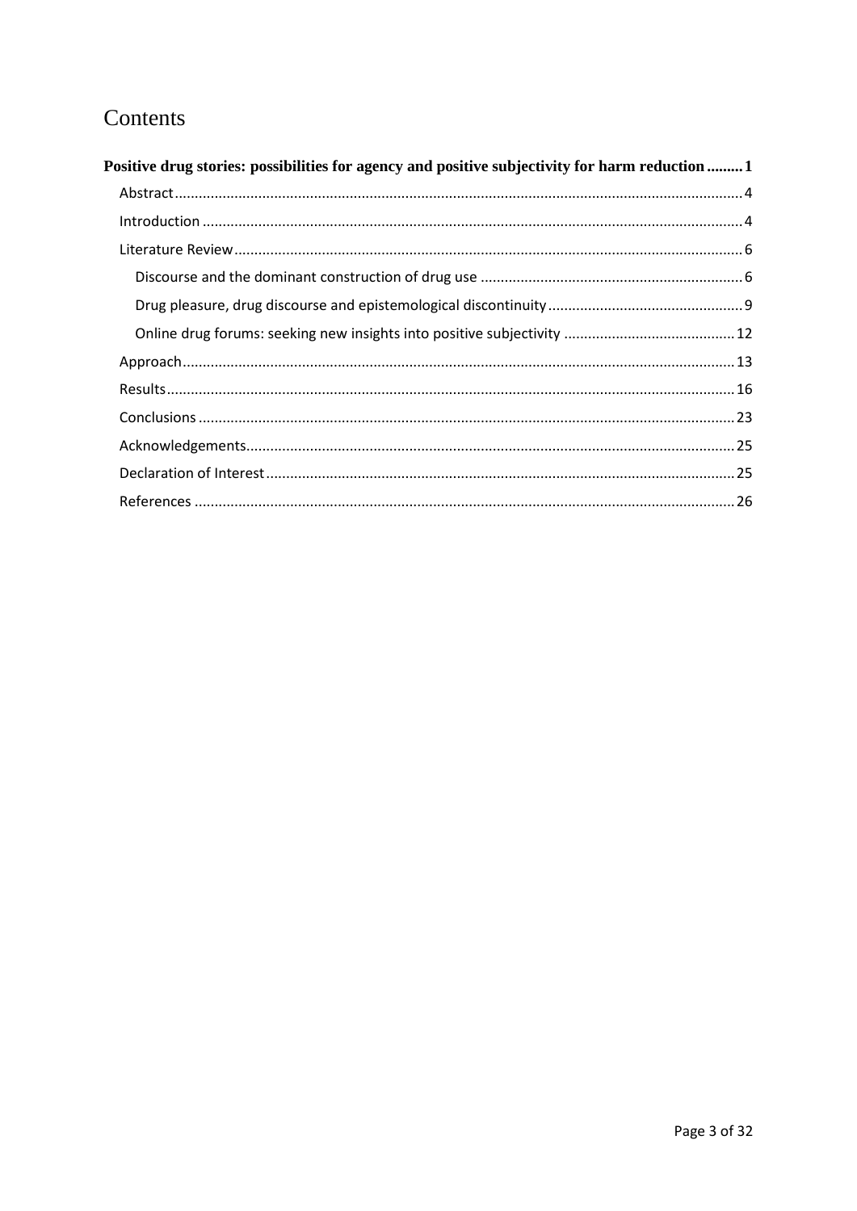# Contents

**Positive drug stories: possibilities for agency and positive subjectivity for harm reduction ......... 1**

- Abstract ..... 4
- Introduction ..... 4
- Literature Review ..... 6
  - Discourse and the dominant construction of drug use ..... 6
  - Drug pleasure, drug discourse and epistemological discontinuity ..... 9
  - Online drug forums: seeking new insights into positive subjectivity ..... 12
- Approach ..... 13
- Results ..... 16
- Conclusions ..... 23
- Acknowledgements ..... 25
- Declaration of Interest ..... 25
- References ..... 26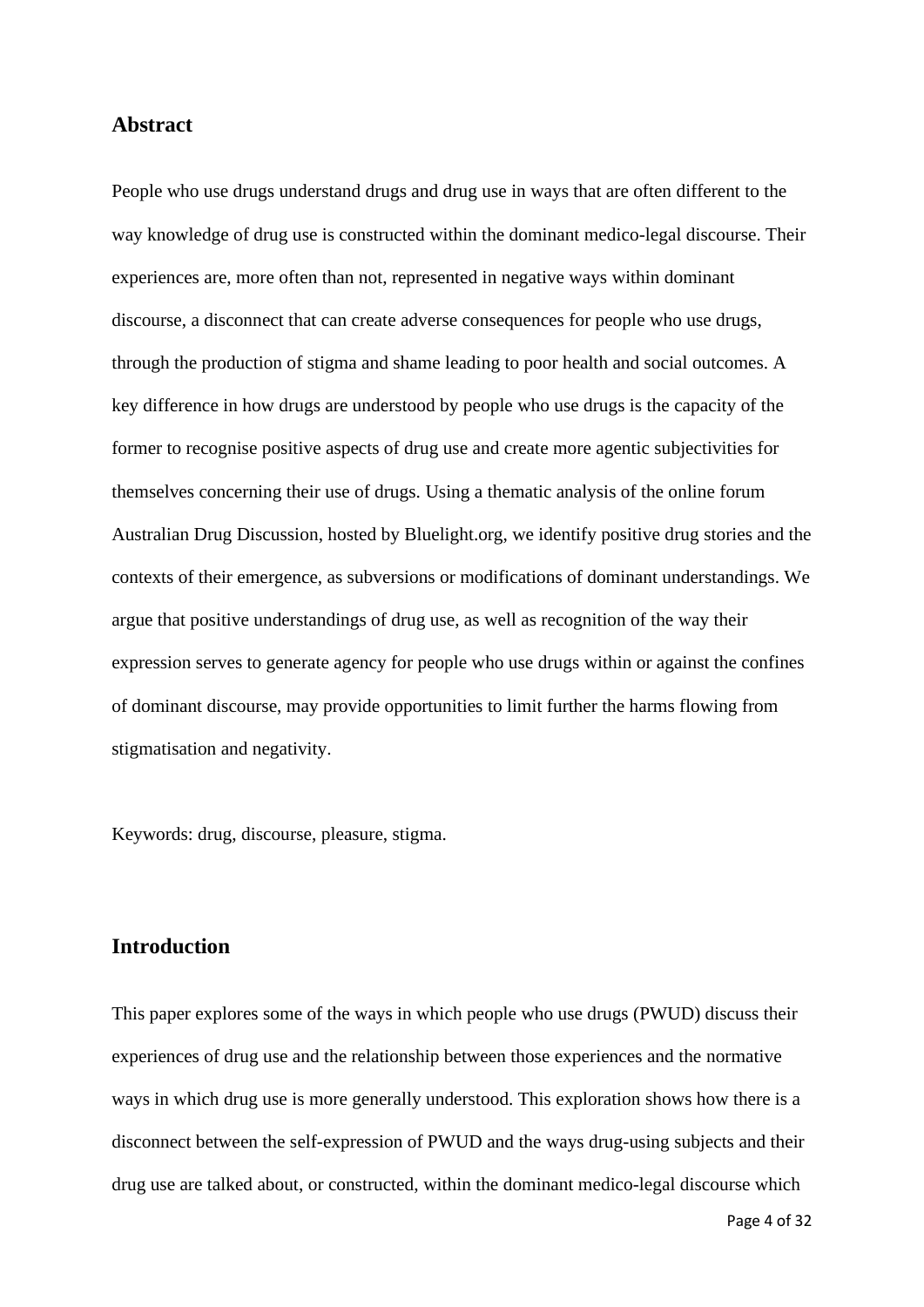## Abstract

People who use drugs understand drugs and drug use in ways that are often different to the way knowledge of drug use is constructed within the dominant medico-legal discourse. Their experiences are, more often than not, represented in negative ways within dominant discourse, a disconnect that can create adverse consequences for people who use drugs, through the production of stigma and shame leading to poor health and social outcomes. A key difference in how drugs are understood by people who use drugs is the capacity of the former to recognise positive aspects of drug use and create more agentic subjectivities for themselves concerning their use of drugs. Using a thematic analysis of the online forum Australian Drug Discussion, hosted by Bluelight.org, we identify positive drug stories and the contexts of their emergence, as subversions or modifications of dominant understandings. We argue that positive understandings of drug use, as well as recognition of the way their expression serves to generate agency for people who use drugs within or against the confines of dominant discourse, may provide opportunities to limit further the harms flowing from stigmatisation and negativity.

Keywords: drug, discourse, pleasure, stigma.

## Introduction

This paper explores some of the ways in which people who use drugs (PWUD) discuss their experiences of drug use and the relationship between those experiences and the normative ways in which drug use is more generally understood. This exploration shows how there is a disconnect between the self-expression of PWUD and the ways drug-using subjects and their drug use are talked about, or constructed, within the dominant medico-legal discourse which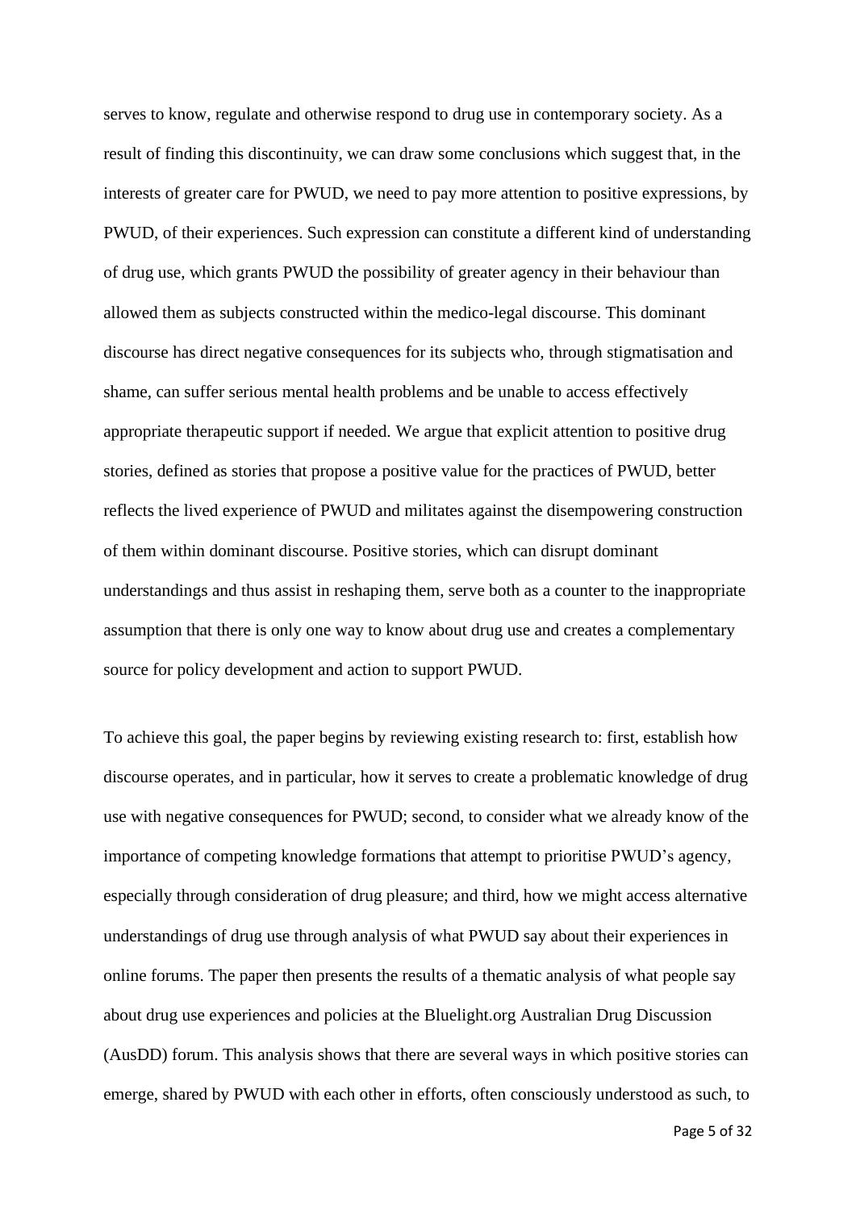serves to know, regulate and otherwise respond to drug use in contemporary society. As a result of finding this discontinuity, we can draw some conclusions which suggest that, in the interests of greater care for PWUD, we need to pay more attention to positive expressions, by PWUD, of their experiences. Such expression can constitute a different kind of understanding of drug use, which grants PWUD the possibility of greater agency in their behaviour than allowed them as subjects constructed within the medico-legal discourse. This dominant discourse has direct negative consequences for its subjects who, through stigmatisation and shame, can suffer serious mental health problems and be unable to access effectively appropriate therapeutic support if needed. We argue that explicit attention to positive drug stories, defined as stories that propose a positive value for the practices of PWUD, better reflects the lived experience of PWUD and militates against the disempowering construction of them within dominant discourse. Positive stories, which can disrupt dominant understandings and thus assist in reshaping them, serve both as a counter to the inappropriate assumption that there is only one way to know about drug use and creates a complementary source for policy development and action to support PWUD.

To achieve this goal, the paper begins by reviewing existing research to: first, establish how discourse operates, and in particular, how it serves to create a problematic knowledge of drug use with negative consequences for PWUD; second, to consider what we already know of the importance of competing knowledge formations that attempt to prioritise PWUD's agency, especially through consideration of drug pleasure; and third, how we might access alternative understandings of drug use through analysis of what PWUD say about their experiences in online forums. The paper then presents the results of a thematic analysis of what people say about drug use experiences and policies at the Bluelight.org Australian Drug Discussion (AusDD) forum. This analysis shows that there are several ways in which positive stories can emerge, shared by PWUD with each other in efforts, often consciously understood as such, to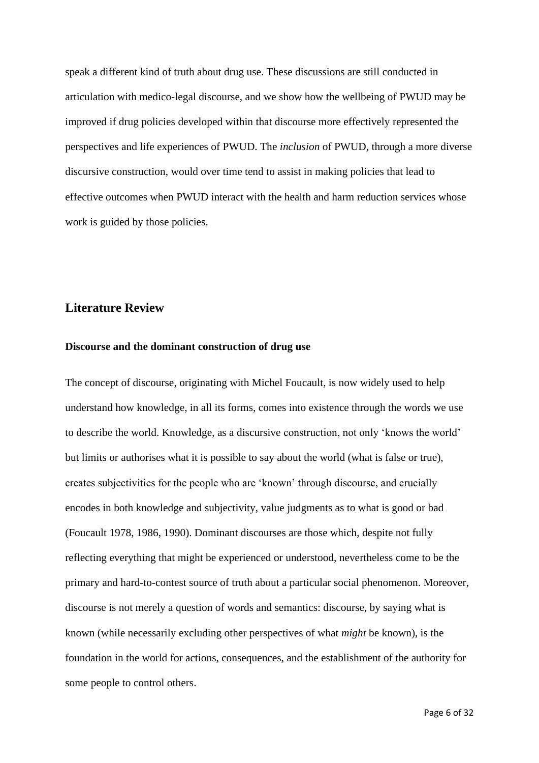speak a different kind of truth about drug use. These discussions are still conducted in articulation with medico-legal discourse, and we show how the wellbeing of PWUD may be improved if drug policies developed within that discourse more effectively represented the perspectives and life experiences of PWUD. The *inclusion* of PWUD, through a more diverse discursive construction, would over time tend to assist in making policies that lead to effective outcomes when PWUD interact with the health and harm reduction services whose work is guided by those policies.

## Literature Review

### Discourse and the dominant construction of drug use

The concept of discourse, originating with Michel Foucault, is now widely used to help understand how knowledge, in all its forms, comes into existence through the words we use to describe the world. Knowledge, as a discursive construction, not only 'knows the world' but limits or authorises what it is possible to say about the world (what is false or true), creates subjectivities for the people who are 'known' through discourse, and crucially encodes in both knowledge and subjectivity, value judgments as to what is good or bad (Foucault 1978, 1986, 1990). Dominant discourses are those which, despite not fully reflecting everything that might be experienced or understood, nevertheless come to be the primary and hard-to-contest source of truth about a particular social phenomenon. Moreover, discourse is not merely a question of words and semantics: discourse, by saying what is known (while necessarily excluding other perspectives of what *might* be known), is the foundation in the world for actions, consequences, and the establishment of the authority for some people to control others.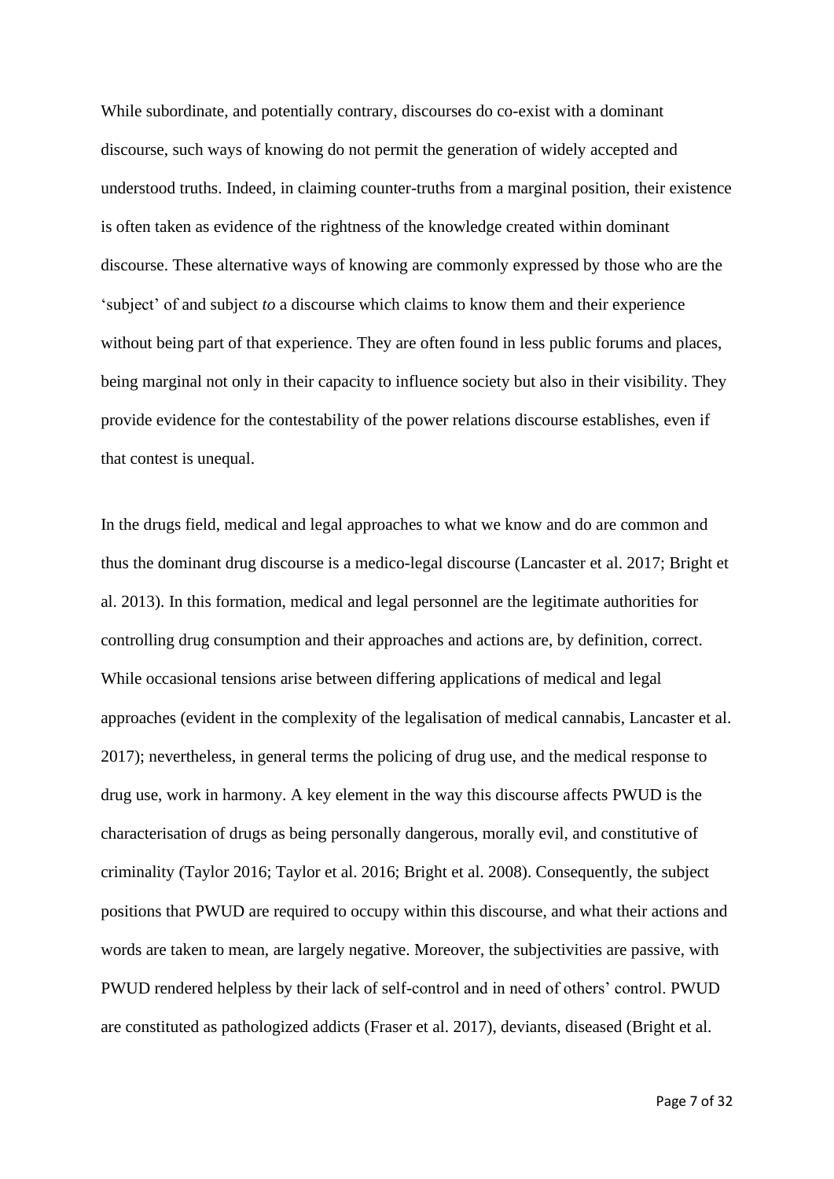While subordinate, and potentially contrary, discourses do co-exist with a dominant discourse, such ways of knowing do not permit the generation of widely accepted and understood truths. Indeed, in claiming counter-truths from a marginal position, their existence is often taken as evidence of the rightness of the knowledge created within dominant discourse. These alternative ways of knowing are commonly expressed by those who are the 'subject' of and subject *to* a discourse which claims to know them and their experience without being part of that experience. They are often found in less public forums and places, being marginal not only in their capacity to influence society but also in their visibility. They provide evidence for the contestability of the power relations discourse establishes, even if that contest is unequal.

In the drugs field, medical and legal approaches to what we know and do are common and thus the dominant drug discourse is a medico-legal discourse (Lancaster et al. 2017; Bright et al. 2013). In this formation, medical and legal personnel are the legitimate authorities for controlling drug consumption and their approaches and actions are, by definition, correct. While occasional tensions arise between differing applications of medical and legal approaches (evident in the complexity of the legalisation of medical cannabis, Lancaster et al. 2017); nevertheless, in general terms the policing of drug use, and the medical response to drug use, work in harmony. A key element in the way this discourse affects PWUD is the characterisation of drugs as being personally dangerous, morally evil, and constitutive of criminality (Taylor 2016; Taylor et al. 2016; Bright et al. 2008). Consequently, the subject positions that PWUD are required to occupy within this discourse, and what their actions and words are taken to mean, are largely negative. Moreover, the subjectivities are passive, with PWUD rendered helpless by their lack of self-control and in need of others' control. PWUD are constituted as pathologized addicts (Fraser et al. 2017), deviants, diseased (Bright et al.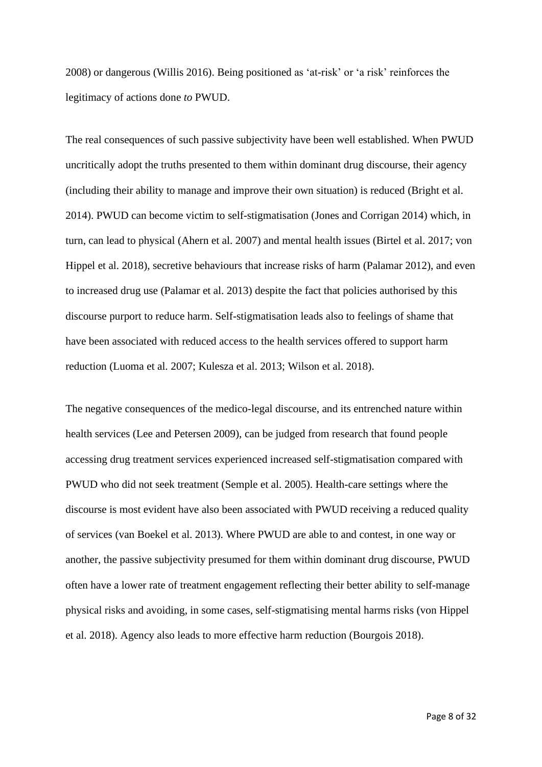2008) or dangerous (Willis 2016). Being positioned as 'at-risk' or 'a risk' reinforces the legitimacy of actions done *to* PWUD.

The real consequences of such passive subjectivity have been well established. When PWUD uncritically adopt the truths presented to them within dominant drug discourse, their agency (including their ability to manage and improve their own situation) is reduced (Bright et al. 2014). PWUD can become victim to self-stigmatisation (Jones and Corrigan 2014) which, in turn, can lead to physical (Ahern et al. 2007) and mental health issues (Birtel et al. 2017; von Hippel et al. 2018), secretive behaviours that increase risks of harm (Palamar 2012), and even to increased drug use (Palamar et al. 2013) despite the fact that policies authorised by this discourse purport to reduce harm. Self-stigmatisation leads also to feelings of shame that have been associated with reduced access to the health services offered to support harm reduction (Luoma et al. 2007; Kulesza et al. 2013; Wilson et al. 2018).

The negative consequences of the medico-legal discourse, and its entrenched nature within health services (Lee and Petersen 2009), can be judged from research that found people accessing drug treatment services experienced increased self-stigmatisation compared with PWUD who did not seek treatment (Semple et al. 2005). Health-care settings where the discourse is most evident have also been associated with PWUD receiving a reduced quality of services (van Boekel et al. 2013). Where PWUD are able to and contest, in one way or another, the passive subjectivity presumed for them within dominant drug discourse, PWUD often have a lower rate of treatment engagement reflecting their better ability to self-manage physical risks and avoiding, in some cases, self-stigmatising mental harms risks (von Hippel et al. 2018). Agency also leads to more effective harm reduction (Bourgois 2018).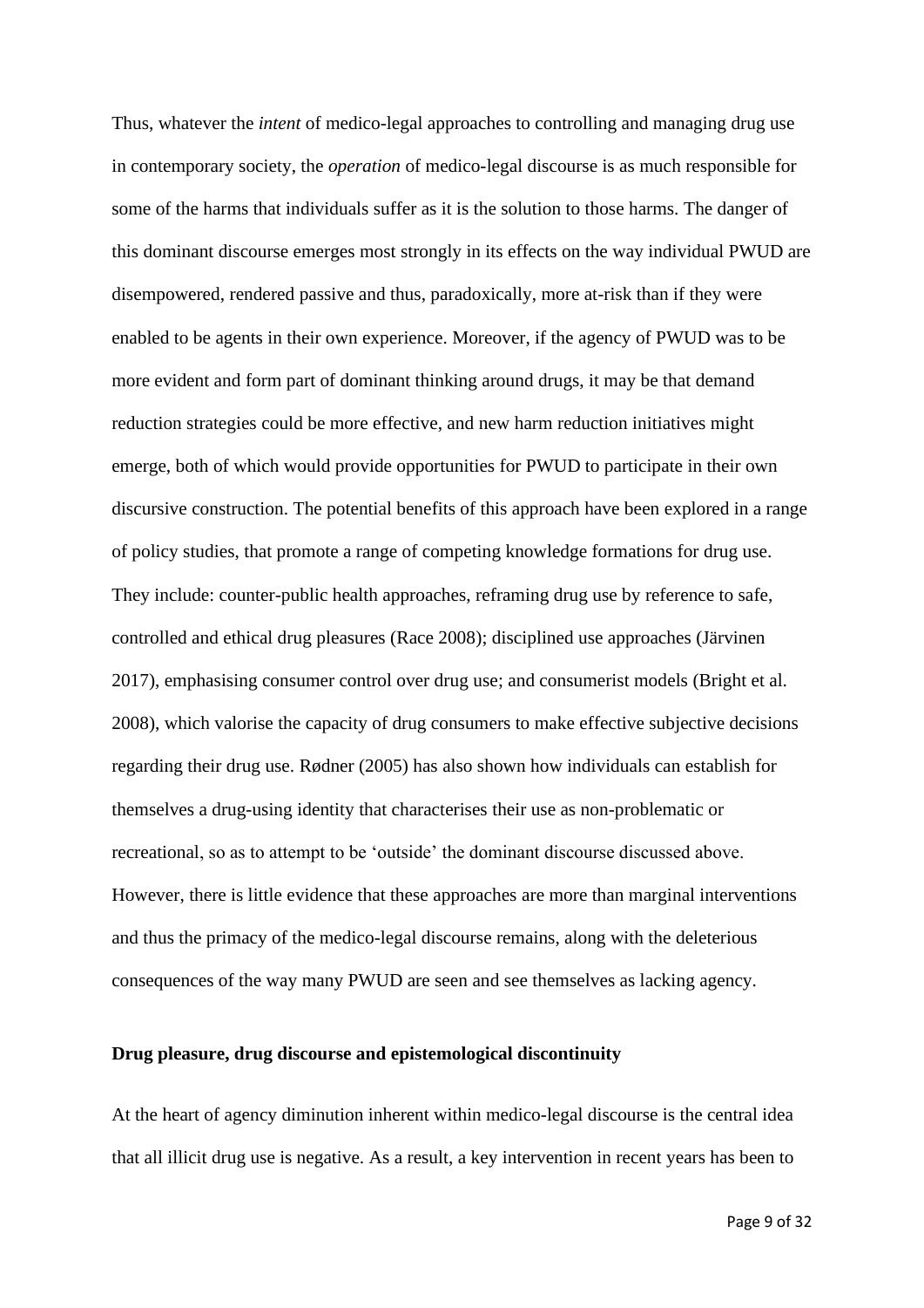Thus, whatever the *intent* of medico-legal approaches to controlling and managing drug use in contemporary society, the *operation* of medico-legal discourse is as much responsible for some of the harms that individuals suffer as it is the solution to those harms. The danger of this dominant discourse emerges most strongly in its effects on the way individual PWUD are disempowered, rendered passive and thus, paradoxically, more at-risk than if they were enabled to be agents in their own experience. Moreover, if the agency of PWUD was to be more evident and form part of dominant thinking around drugs, it may be that demand reduction strategies could be more effective, and new harm reduction initiatives might emerge, both of which would provide opportunities for PWUD to participate in their own discursive construction. The potential benefits of this approach have been explored in a range of policy studies, that promote a range of competing knowledge formations for drug use. They include: counter-public health approaches, reframing drug use by reference to safe, controlled and ethical drug pleasures (Race 2008); disciplined use approaches (Järvinen 2017), emphasising consumer control over drug use; and consumerist models (Bright et al. 2008), which valorise the capacity of drug consumers to make effective subjective decisions regarding their drug use. Rødner (2005) has also shown how individuals can establish for themselves a drug-using identity that characterises their use as non-problematic or recreational, so as to attempt to be 'outside' the dominant discourse discussed above. However, there is little evidence that these approaches are more than marginal interventions and thus the primacy of the medico-legal discourse remains, along with the deleterious consequences of the way many PWUD are seen and see themselves as lacking agency.

**Drug pleasure, drug discourse and epistemological discontinuity**

At the heart of agency diminution inherent within medico-legal discourse is the central idea that all illicit drug use is negative. As a result, a key intervention in recent years has been to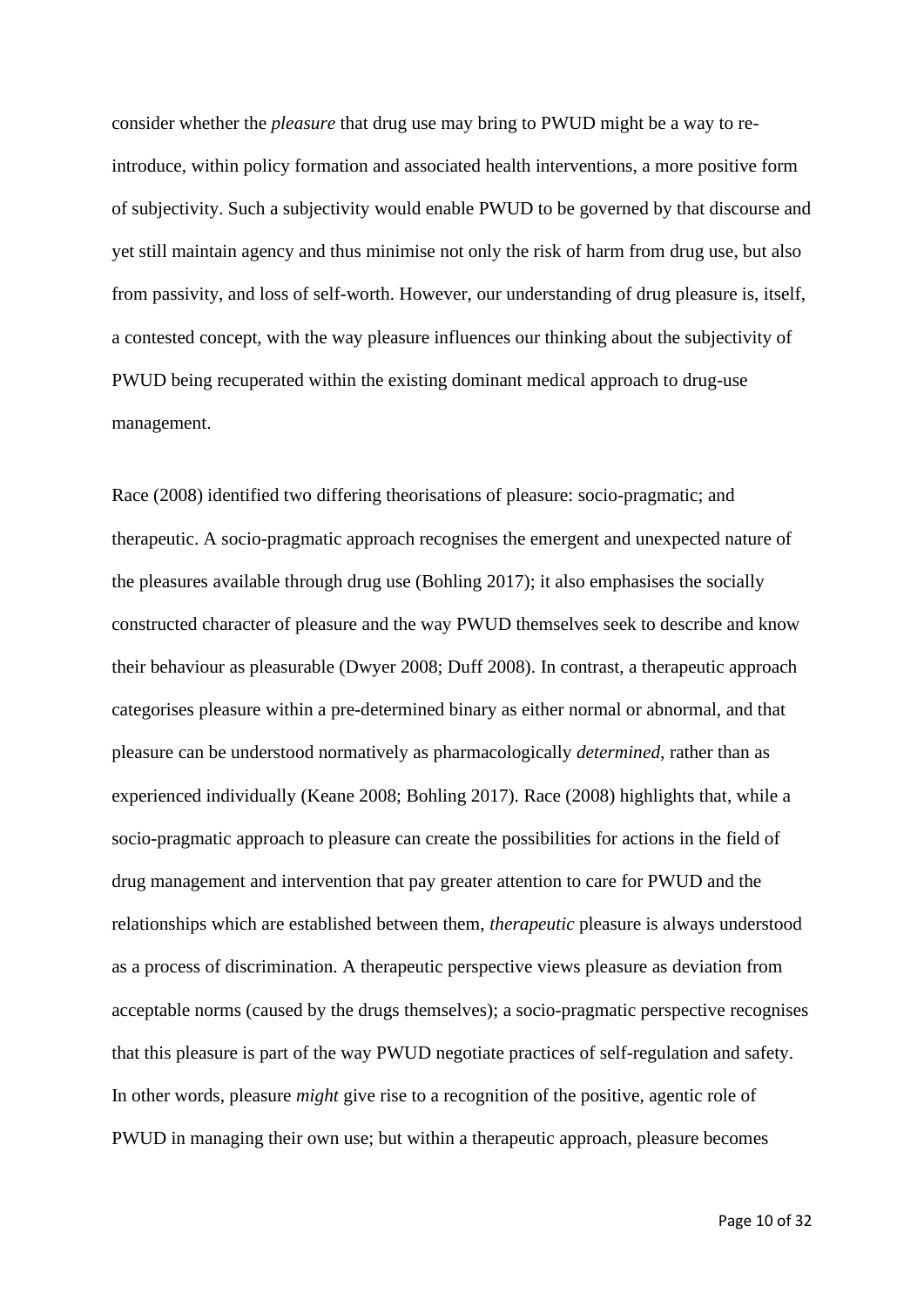consider whether the *pleasure* that drug use may bring to PWUD might be a way to re-introduce, within policy formation and associated health interventions, a more positive form of subjectivity. Such a subjectivity would enable PWUD to be governed by that discourse and yet still maintain agency and thus minimise not only the risk of harm from drug use, but also from passivity, and loss of self-worth. However, our understanding of drug pleasure is, itself, a contested concept, with the way pleasure influences our thinking about the subjectivity of PWUD being recuperated within the existing dominant medical approach to drug-use management.

Race (2008) identified two differing theorisations of pleasure: socio-pragmatic; and therapeutic. A socio-pragmatic approach recognises the emergent and unexpected nature of the pleasures available through drug use (Bohling 2017); it also emphasises the socially constructed character of pleasure and the way PWUD themselves seek to describe and know their behaviour as pleasurable (Dwyer 2008; Duff 2008). In contrast, a therapeutic approach categorises pleasure within a pre-determined binary as either normal or abnormal, and that pleasure can be understood normatively as pharmacologically *determined*, rather than as experienced individually (Keane 2008; Bohling 2017). Race (2008) highlights that, while a socio-pragmatic approach to pleasure can create the possibilities for actions in the field of drug management and intervention that pay greater attention to care for PWUD and the relationships which are established between them, *therapeutic* pleasure is always understood as a process of discrimination. A therapeutic perspective views pleasure as deviation from acceptable norms (caused by the drugs themselves); a socio-pragmatic perspective recognises that this pleasure is part of the way PWUD negotiate practices of self-regulation and safety. In other words, pleasure *might* give rise to a recognition of the positive, agentic role of PWUD in managing their own use; but within a therapeutic approach, pleasure becomes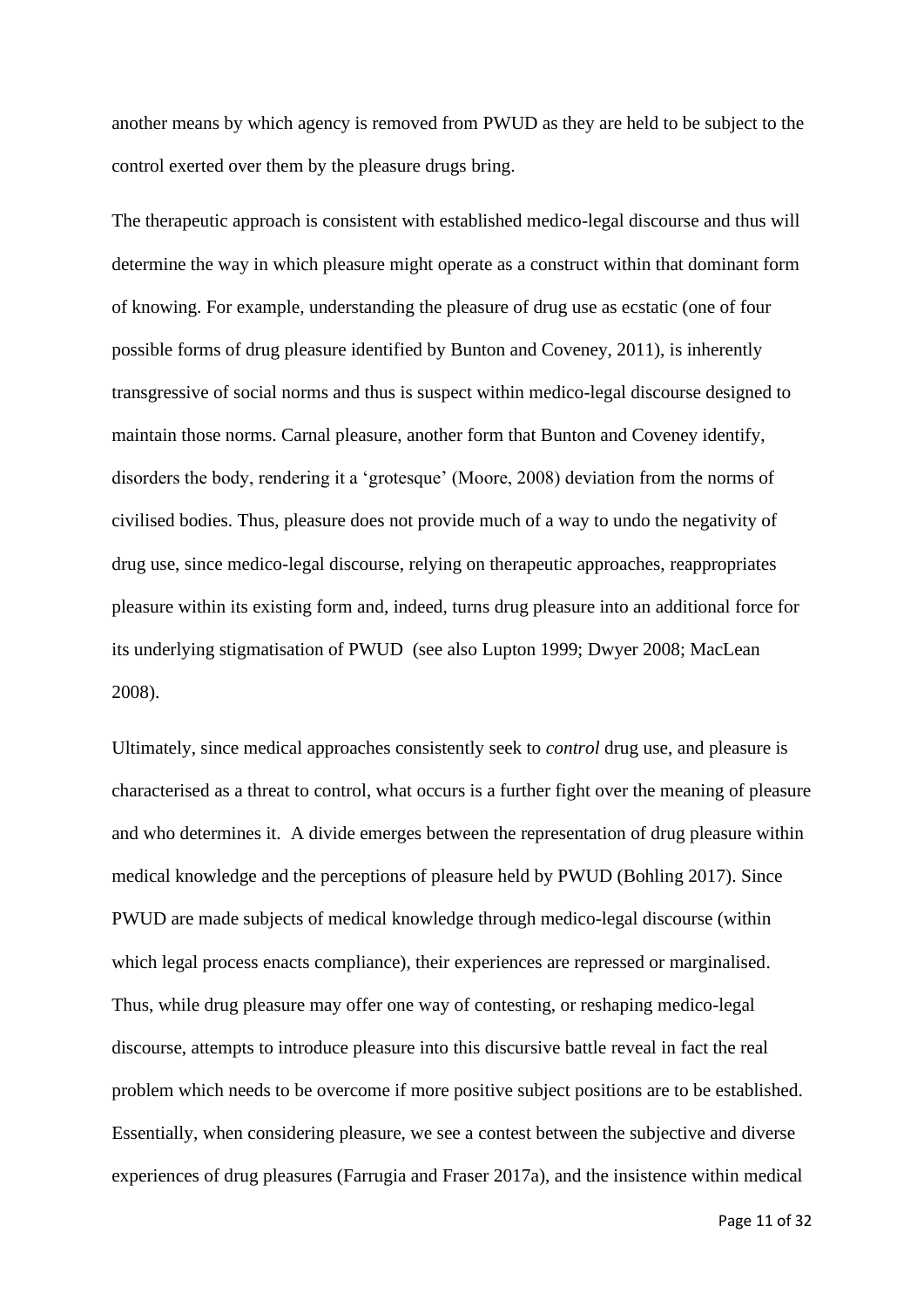another means by which agency is removed from PWUD as they are held to be subject to the control exerted over them by the pleasure drugs bring.

The therapeutic approach is consistent with established medico-legal discourse and thus will determine the way in which pleasure might operate as a construct within that dominant form of knowing. For example, understanding the pleasure of drug use as ecstatic (one of four possible forms of drug pleasure identified by Bunton and Coveney, 2011), is inherently transgressive of social norms and thus is suspect within medico-legal discourse designed to maintain those norms. Carnal pleasure, another form that Bunton and Coveney identify, disorders the body, rendering it a 'grotesque' (Moore, 2008) deviation from the norms of civilised bodies. Thus, pleasure does not provide much of a way to undo the negativity of drug use, since medico-legal discourse, relying on therapeutic approaches, reappropriates pleasure within its existing form and, indeed, turns drug pleasure into an additional force for its underlying stigmatisation of PWUD (see also Lupton 1999; Dwyer 2008; MacLean 2008).

Ultimately, since medical approaches consistently seek to *control* drug use, and pleasure is characterised as a threat to control, what occurs is a further fight over the meaning of pleasure and who determines it. A divide emerges between the representation of drug pleasure within medical knowledge and the perceptions of pleasure held by PWUD (Bohling 2017). Since PWUD are made subjects of medical knowledge through medico-legal discourse (within which legal process enacts compliance), their experiences are repressed or marginalised. Thus, while drug pleasure may offer one way of contesting, or reshaping medico-legal discourse, attempts to introduce pleasure into this discursive battle reveal in fact the real problem which needs to be overcome if more positive subject positions are to be established. Essentially, when considering pleasure, we see a contest between the subjective and diverse experiences of drug pleasures (Farrugia and Fraser 2017a), and the insistence within medical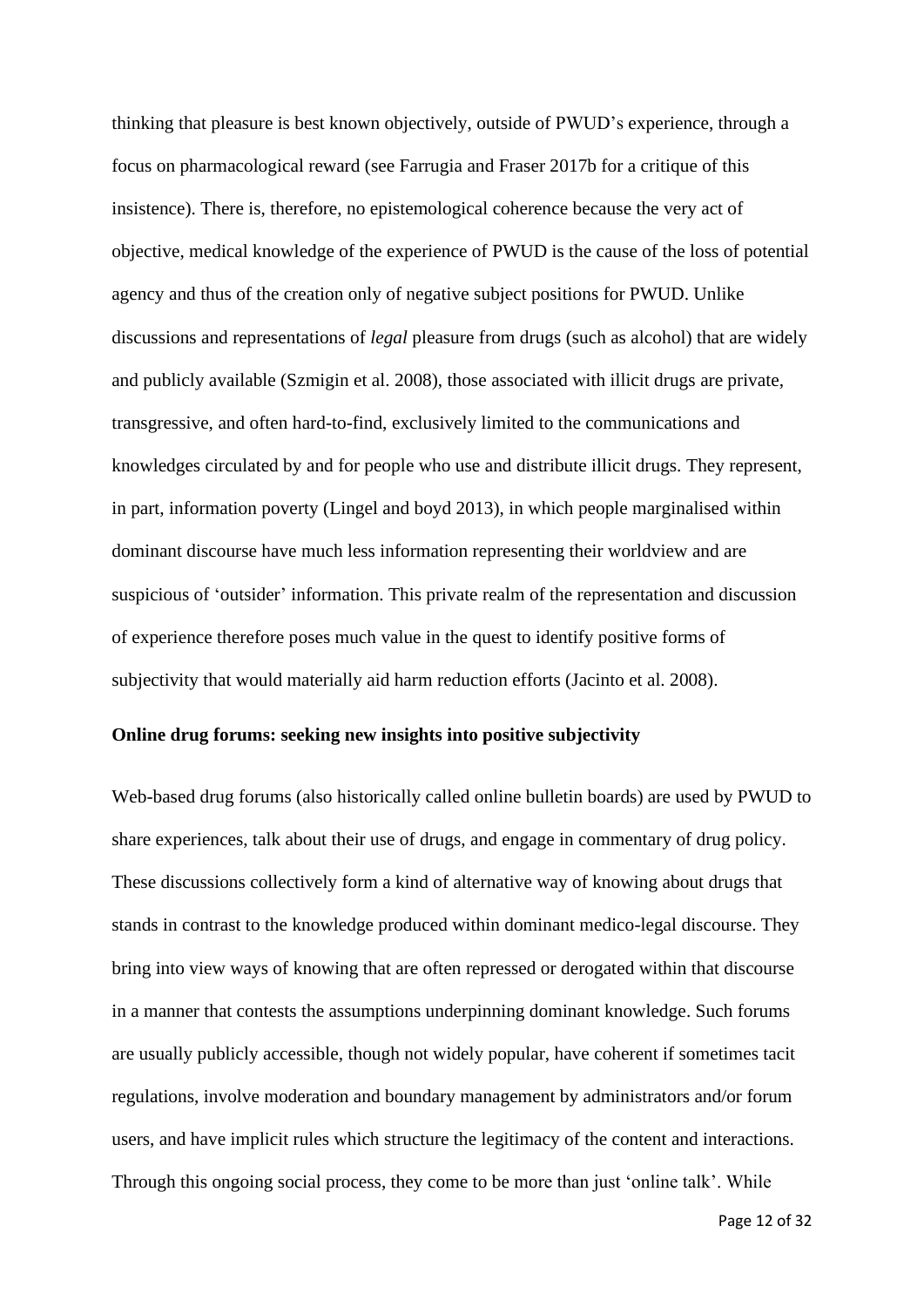thinking that pleasure is best known objectively, outside of PWUD's experience, through a focus on pharmacological reward (see Farrugia and Fraser 2017b for a critique of this insistence). There is, therefore, no epistemological coherence because the very act of objective, medical knowledge of the experience of PWUD is the cause of the loss of potential agency and thus of the creation only of negative subject positions for PWUD. Unlike discussions and representations of *legal* pleasure from drugs (such as alcohol) that are widely and publicly available (Szmigin et al. 2008), those associated with illicit drugs are private, transgressive, and often hard-to-find, exclusively limited to the communications and knowledges circulated by and for people who use and distribute illicit drugs. They represent, in part, information poverty (Lingel and boyd 2013), in which people marginalised within dominant discourse have much less information representing their worldview and are suspicious of 'outsider' information. This private realm of the representation and discussion of experience therefore poses much value in the quest to identify positive forms of subjectivity that would materially aid harm reduction efforts (Jacinto et al. 2008).

**Online drug forums: seeking new insights into positive subjectivity**

Web-based drug forums (also historically called online bulletin boards) are used by PWUD to share experiences, talk about their use of drugs, and engage in commentary of drug policy. These discussions collectively form a kind of alternative way of knowing about drugs that stands in contrast to the knowledge produced within dominant medico-legal discourse. They bring into view ways of knowing that are often repressed or derogated within that discourse in a manner that contests the assumptions underpinning dominant knowledge. Such forums are usually publicly accessible, though not widely popular, have coherent if sometimes tacit regulations, involve moderation and boundary management by administrators and/or forum users, and have implicit rules which structure the legitimacy of the content and interactions. Through this ongoing social process, they come to be more than just 'online talk'. While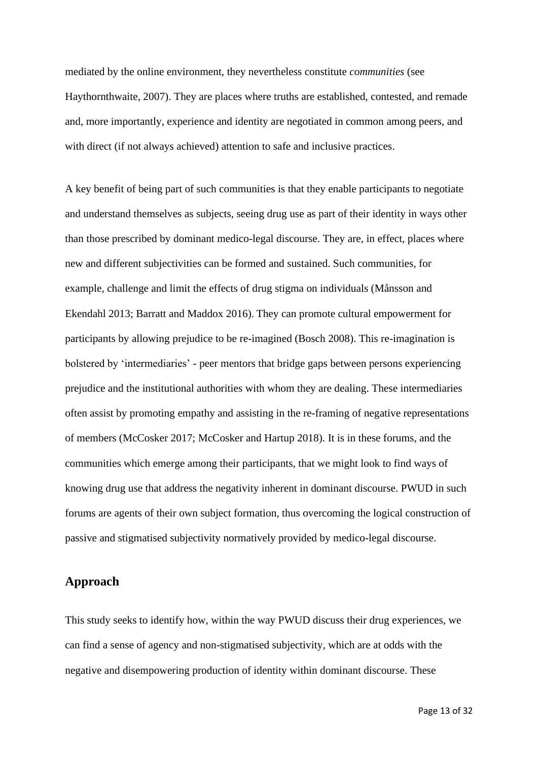mediated by the online environment, they nevertheless constitute *communities* (see Haythornthwaite, 2007). They are places where truths are established, contested, and remade and, more importantly, experience and identity are negotiated in common among peers, and with direct (if not always achieved) attention to safe and inclusive practices.

A key benefit of being part of such communities is that they enable participants to negotiate and understand themselves as subjects, seeing drug use as part of their identity in ways other than those prescribed by dominant medico-legal discourse. They are, in effect, places where new and different subjectivities can be formed and sustained. Such communities, for example, challenge and limit the effects of drug stigma on individuals (Månsson and Ekendahl 2013; Barratt and Maddox 2016). They can promote cultural empowerment for participants by allowing prejudice to be re-imagined (Bosch 2008). This re-imagination is bolstered by 'intermediaries' - peer mentors that bridge gaps between persons experiencing prejudice and the institutional authorities with whom they are dealing. These intermediaries often assist by promoting empathy and assisting in the re-framing of negative representations of members (McCosker 2017; McCosker and Hartup 2018). It is in these forums, and the communities which emerge among their participants, that we might look to find ways of knowing drug use that address the negativity inherent in dominant discourse. PWUD in such forums are agents of their own subject formation, thus overcoming the logical construction of passive and stigmatised subjectivity normatively provided by medico-legal discourse.

## Approach

This study seeks to identify how, within the way PWUD discuss their drug experiences, we can find a sense of agency and non-stigmatised subjectivity, which are at odds with the negative and disempowering production of identity within dominant discourse. These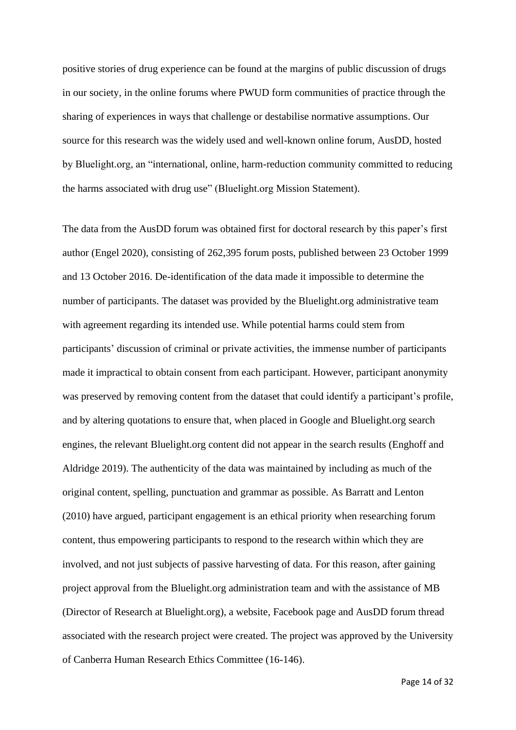positive stories of drug experience can be found at the margins of public discussion of drugs in our society, in the online forums where PWUD form communities of practice through the sharing of experiences in ways that challenge or destabilise normative assumptions. Our source for this research was the widely used and well-known online forum, AusDD, hosted by Bluelight.org, an "international, online, harm-reduction community committed to reducing the harms associated with drug use" (Bluelight.org Mission Statement).

The data from the AusDD forum was obtained first for doctoral research by this paper's first author (Engel 2020), consisting of 262,395 forum posts, published between 23 October 1999 and 13 October 2016. De-identification of the data made it impossible to determine the number of participants. The dataset was provided by the Bluelight.org administrative team with agreement regarding its intended use. While potential harms could stem from participants' discussion of criminal or private activities, the immense number of participants made it impractical to obtain consent from each participant. However, participant anonymity was preserved by removing content from the dataset that could identify a participant's profile, and by altering quotations to ensure that, when placed in Google and Bluelight.org search engines, the relevant Bluelight.org content did not appear in the search results (Enghoff and Aldridge 2019). The authenticity of the data was maintained by including as much of the original content, spelling, punctuation and grammar as possible. As Barratt and Lenton (2010) have argued, participant engagement is an ethical priority when researching forum content, thus empowering participants to respond to the research within which they are involved, and not just subjects of passive harvesting of data. For this reason, after gaining project approval from the Bluelight.org administration team and with the assistance of MB (Director of Research at Bluelight.org), a website, Facebook page and AusDD forum thread associated with the research project were created. The project was approved by the University of Canberra Human Research Ethics Committee (16-146).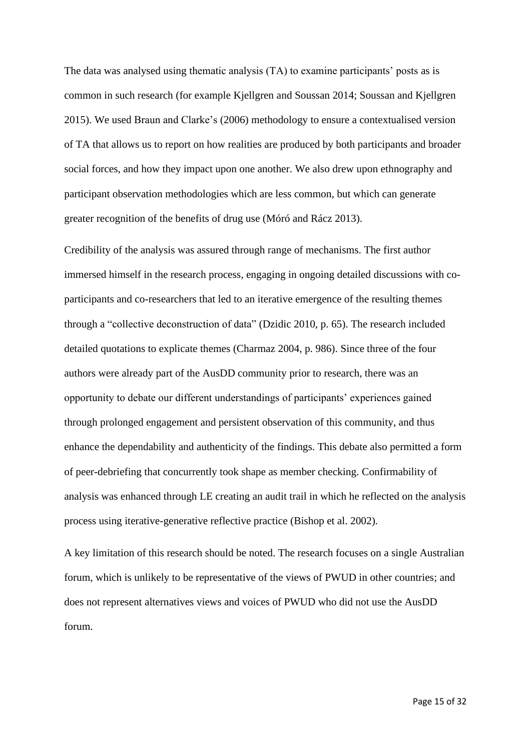The data was analysed using thematic analysis (TA) to examine participants' posts as is common in such research (for example Kjellgren and Soussan 2014; Soussan and Kjellgren 2015). We used Braun and Clarke's (2006) methodology to ensure a contextualised version of TA that allows us to report on how realities are produced by both participants and broader social forces, and how they impact upon one another. We also drew upon ethnography and participant observation methodologies which are less common, but which can generate greater recognition of the benefits of drug use (Móró and Rácz 2013).

Credibility of the analysis was assured through range of mechanisms. The first author immersed himself in the research process, engaging in ongoing detailed discussions with co-participants and co-researchers that led to an iterative emergence of the resulting themes through a "collective deconstruction of data" (Dzidic 2010, p. 65). The research included detailed quotations to explicate themes (Charmaz 2004, p. 986). Since three of the four authors were already part of the AusDD community prior to research, there was an opportunity to debate our different understandings of participants' experiences gained through prolonged engagement and persistent observation of this community, and thus enhance the dependability and authenticity of the findings. This debate also permitted a form of peer-debriefing that concurrently took shape as member checking. Confirmability of analysis was enhanced through LE creating an audit trail in which he reflected on the analysis process using iterative-generative reflective practice (Bishop et al. 2002).

A key limitation of this research should be noted. The research focuses on a single Australian forum, which is unlikely to be representative of the views of PWUD in other countries; and does not represent alternatives views and voices of PWUD who did not use the AusDD forum.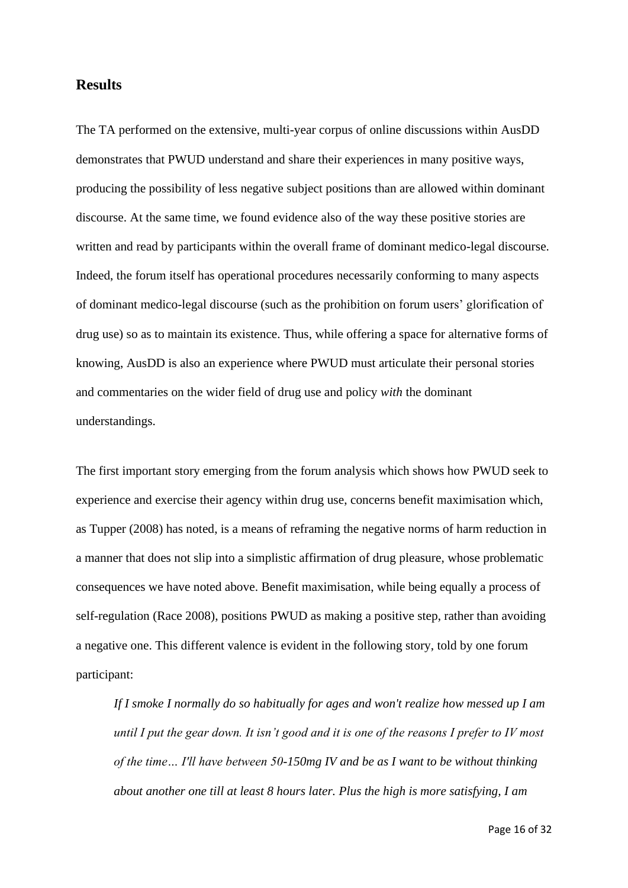## Results

The TA performed on the extensive, multi-year corpus of online discussions within AusDD demonstrates that PWUD understand and share their experiences in many positive ways, producing the possibility of less negative subject positions than are allowed within dominant discourse. At the same time, we found evidence also of the way these positive stories are written and read by participants within the overall frame of dominant medico-legal discourse. Indeed, the forum itself has operational procedures necessarily conforming to many aspects of dominant medico-legal discourse (such as the prohibition on forum users' glorification of drug use) so as to maintain its existence. Thus, while offering a space for alternative forms of knowing, AusDD is also an experience where PWUD must articulate their personal stories and commentaries on the wider field of drug use and policy *with* the dominant understandings.

The first important story emerging from the forum analysis which shows how PWUD seek to experience and exercise their agency within drug use, concerns benefit maximisation which, as Tupper (2008) has noted, is a means of reframing the negative norms of harm reduction in a manner that does not slip into a simplistic affirmation of drug pleasure, whose problematic consequences we have noted above. Benefit maximisation, while being equally a process of self-regulation (Race 2008), positions PWUD as making a positive step, rather than avoiding a negative one. This different valence is evident in the following story, told by one forum participant:

> *If I smoke I normally do so habitually for ages and won't realize how messed up I am until I put the gear down. It isn't good and it is one of the reasons I prefer to IV most of the time… I'll have between 50-150mg IV and be as I want to be without thinking about another one till at least 8 hours later. Plus the high is more satisfying, I am*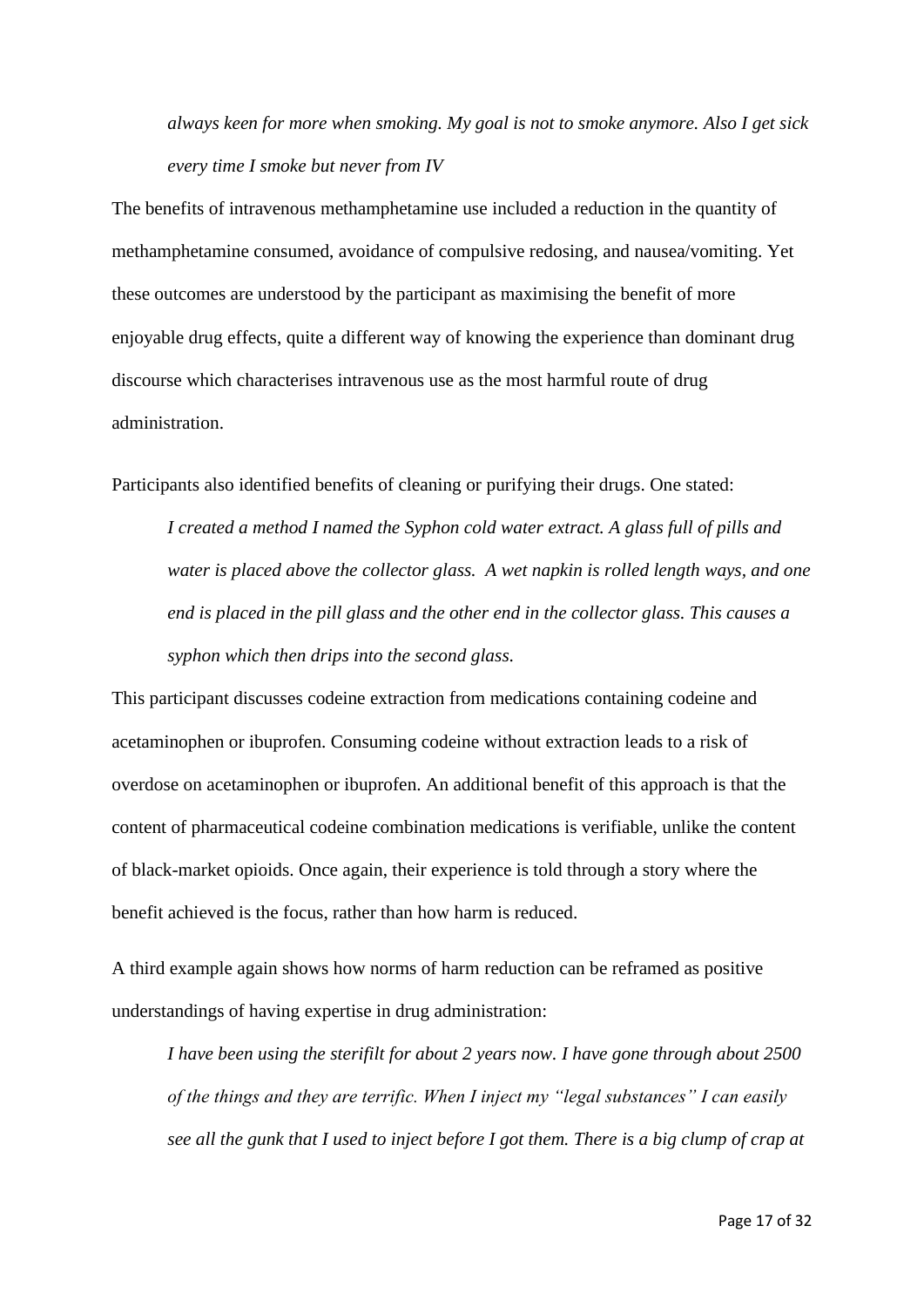*always keen for more when smoking. My goal is not to smoke anymore. Also I get sick every time I smoke but never from IV*

The benefits of intravenous methamphetamine use included a reduction in the quantity of methamphetamine consumed, avoidance of compulsive redosing, and nausea/vomiting. Yet these outcomes are understood by the participant as maximising the benefit of more enjoyable drug effects, quite a different way of knowing the experience than dominant drug discourse which characterises intravenous use as the most harmful route of drug administration.

Participants also identified benefits of cleaning or purifying their drugs. One stated:

> *I created a method I named the Syphon cold water extract. A glass full of pills and water is placed above the collector glass. A wet napkin is rolled length ways, and one end is placed in the pill glass and the other end in the collector glass. This causes a syphon which then drips into the second glass.*

This participant discusses codeine extraction from medications containing codeine and acetaminophen or ibuprofen. Consuming codeine without extraction leads to a risk of overdose on acetaminophen or ibuprofen. An additional benefit of this approach is that the content of pharmaceutical codeine combination medications is verifiable, unlike the content of black-market opioids. Once again, their experience is told through a story where the benefit achieved is the focus, rather than how harm is reduced.

A third example again shows how norms of harm reduction can be reframed as positive understandings of having expertise in drug administration:

> *I have been using the sterifilt for about 2 years now. I have gone through about 2500 of the things and they are terrific. When I inject my "legal substances" I can easily see all the gunk that I used to inject before I got them. There is a big clump of crap at*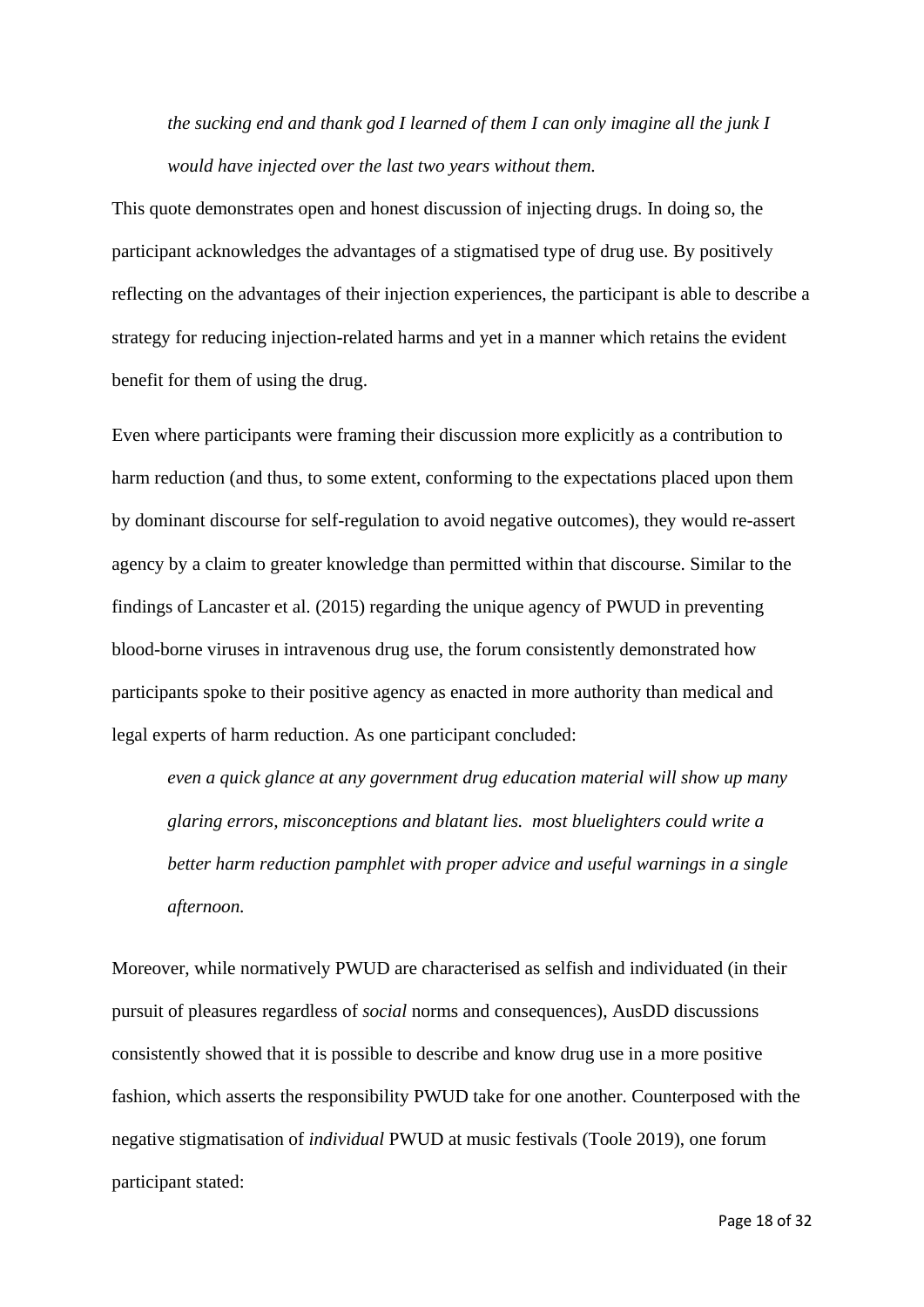> *the sucking end and thank god I learned of them I can only imagine all the junk I would have injected over the last two years without them.*

This quote demonstrates open and honest discussion of injecting drugs. In doing so, the participant acknowledges the advantages of a stigmatised type of drug use. By positively reflecting on the advantages of their injection experiences, the participant is able to describe a strategy for reducing injection-related harms and yet in a manner which retains the evident benefit for them of using the drug.

Even where participants were framing their discussion more explicitly as a contribution to harm reduction (and thus, to some extent, conforming to the expectations placed upon them by dominant discourse for self-regulation to avoid negative outcomes), they would re-assert agency by a claim to greater knowledge than permitted within that discourse. Similar to the findings of Lancaster et al. (2015) regarding the unique agency of PWUD in preventing blood-borne viruses in intravenous drug use, the forum consistently demonstrated how participants spoke to their positive agency as enacted in more authority than medical and legal experts of harm reduction. As one participant concluded:

> *even a quick glance at any government drug education material will show up many glaring errors, misconceptions and blatant lies. most bluelighters could write a better harm reduction pamphlet with proper advice and useful warnings in a single afternoon.*

Moreover, while normatively PWUD are characterised as selfish and individuated (in their pursuit of pleasures regardless of *social* norms and consequences), AusDD discussions consistently showed that it is possible to describe and know drug use in a more positive fashion, which asserts the responsibility PWUD take for one another. Counterposed with the negative stigmatisation of *individual* PWUD at music festivals (Toole 2019), one forum participant stated: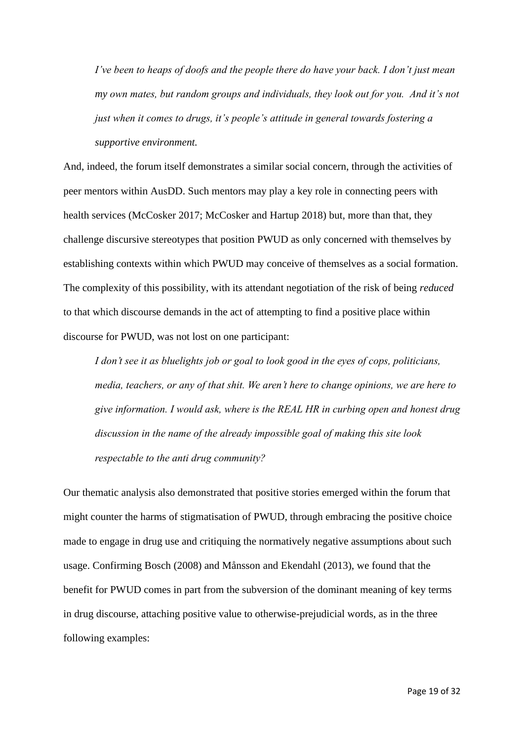*I've been to heaps of doofs and the people there do have your back. I don't just mean my own mates, but random groups and individuals, they look out for you. And it's not just when it comes to drugs, it's people's attitude in general towards fostering a supportive environment.*

And, indeed, the forum itself demonstrates a similar social concern, through the activities of peer mentors within AusDD. Such mentors may play a key role in connecting peers with health services (McCosker 2017; McCosker and Hartup 2018) but, more than that, they challenge discursive stereotypes that position PWUD as only concerned with themselves by establishing contexts within which PWUD may conceive of themselves as a social formation. The complexity of this possibility, with its attendant negotiation of the risk of being *reduced* to that which discourse demands in the act of attempting to find a positive place within discourse for PWUD, was not lost on one participant:

*I don't see it as bluelights job or goal to look good in the eyes of cops, politicians, media, teachers, or any of that shit. We aren't here to change opinions, we are here to give information. I would ask, where is the REAL HR in curbing open and honest drug discussion in the name of the already impossible goal of making this site look respectable to the anti drug community?*

Our thematic analysis also demonstrated that positive stories emerged within the forum that might counter the harms of stigmatisation of PWUD, through embracing the positive choice made to engage in drug use and critiquing the normatively negative assumptions about such usage. Confirming Bosch (2008) and Månsson and Ekendahl (2013), we found that the benefit for PWUD comes in part from the subversion of the dominant meaning of key terms in drug discourse, attaching positive value to otherwise-prejudicial words, as in the three following examples: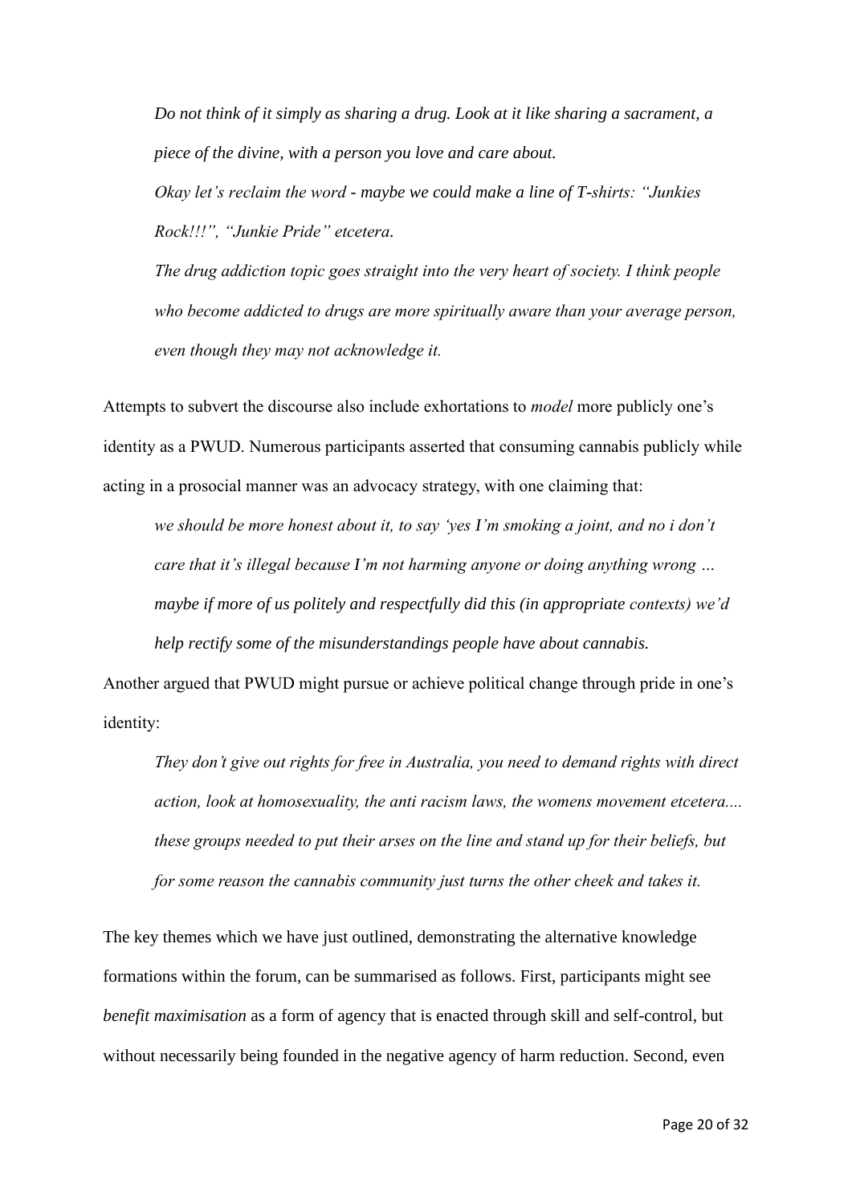*Do not think of it simply as sharing a drug. Look at it like sharing a sacrament, a piece of the divine, with a person you love and care about.*

*Okay let's reclaim the word - maybe we could make a line of T-shirts: "Junkies Rock!!!", "Junkie Pride" etcetera.*

*The drug addiction topic goes straight into the very heart of society. I think people who become addicted to drugs are more spiritually aware than your average person, even though they may not acknowledge it.*

Attempts to subvert the discourse also include exhortations to *model* more publicly one's identity as a PWUD. Numerous participants asserted that consuming cannabis publicly while acting in a prosocial manner was an advocacy strategy, with one claiming that:

> *we should be more honest about it, to say 'yes I'm smoking a joint, and no i don't care that it's illegal because I'm not harming anyone or doing anything wrong … maybe if more of us politely and respectfully did this (in appropriate contexts) we'd help rectify some of the misunderstandings people have about cannabis.*

Another argued that PWUD might pursue or achieve political change through pride in one's identity:

> *They don't give out rights for free in Australia, you need to demand rights with direct action, look at homosexuality, the anti racism laws, the womens movement etcetera.... these groups needed to put their arses on the line and stand up for their beliefs, but for some reason the cannabis community just turns the other cheek and takes it.*

The key themes which we have just outlined, demonstrating the alternative knowledge formations within the forum, can be summarised as follows. First, participants might see *benefit maximisation* as a form of agency that is enacted through skill and self-control, but without necessarily being founded in the negative agency of harm reduction. Second, even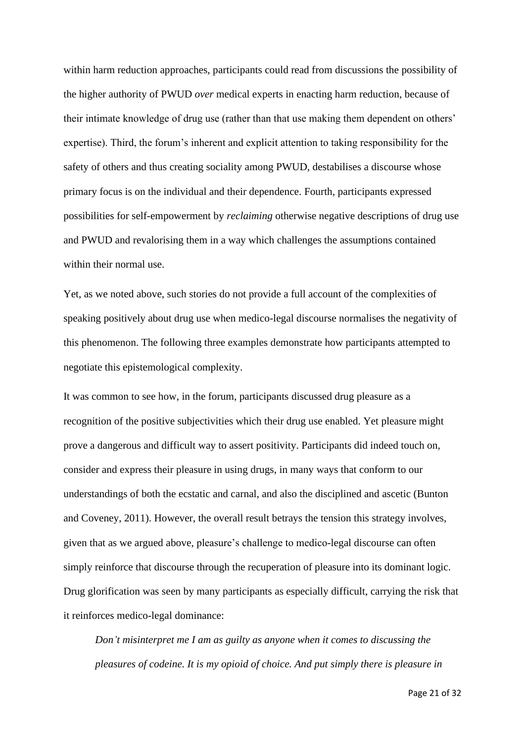within harm reduction approaches, participants could read from discussions the possibility of the higher authority of PWUD *over* medical experts in enacting harm reduction, because of their intimate knowledge of drug use (rather than that use making them dependent on others' expertise). Third, the forum's inherent and explicit attention to taking responsibility for the safety of others and thus creating sociality among PWUD, destabilises a discourse whose primary focus is on the individual and their dependence. Fourth, participants expressed possibilities for self-empowerment by *reclaiming* otherwise negative descriptions of drug use and PWUD and revalorising them in a way which challenges the assumptions contained within their normal use.

Yet, as we noted above, such stories do not provide a full account of the complexities of speaking positively about drug use when medico-legal discourse normalises the negativity of this phenomenon. The following three examples demonstrate how participants attempted to negotiate this epistemological complexity.

It was common to see how, in the forum, participants discussed drug pleasure as a recognition of the positive subjectivities which their drug use enabled. Yet pleasure might prove a dangerous and difficult way to assert positivity. Participants did indeed touch on, consider and express their pleasure in using drugs, in many ways that conform to our understandings of both the ecstatic and carnal, and also the disciplined and ascetic (Bunton and Coveney, 2011). However, the overall result betrays the tension this strategy involves, given that as we argued above, pleasure's challenge to medico-legal discourse can often simply reinforce that discourse through the recuperation of pleasure into its dominant logic. Drug glorification was seen by many participants as especially difficult, carrying the risk that it reinforces medico-legal dominance:

> *Don't misinterpret me I am as guilty as anyone when it comes to discussing the pleasures of codeine. It is my opioid of choice. And put simply there is pleasure in*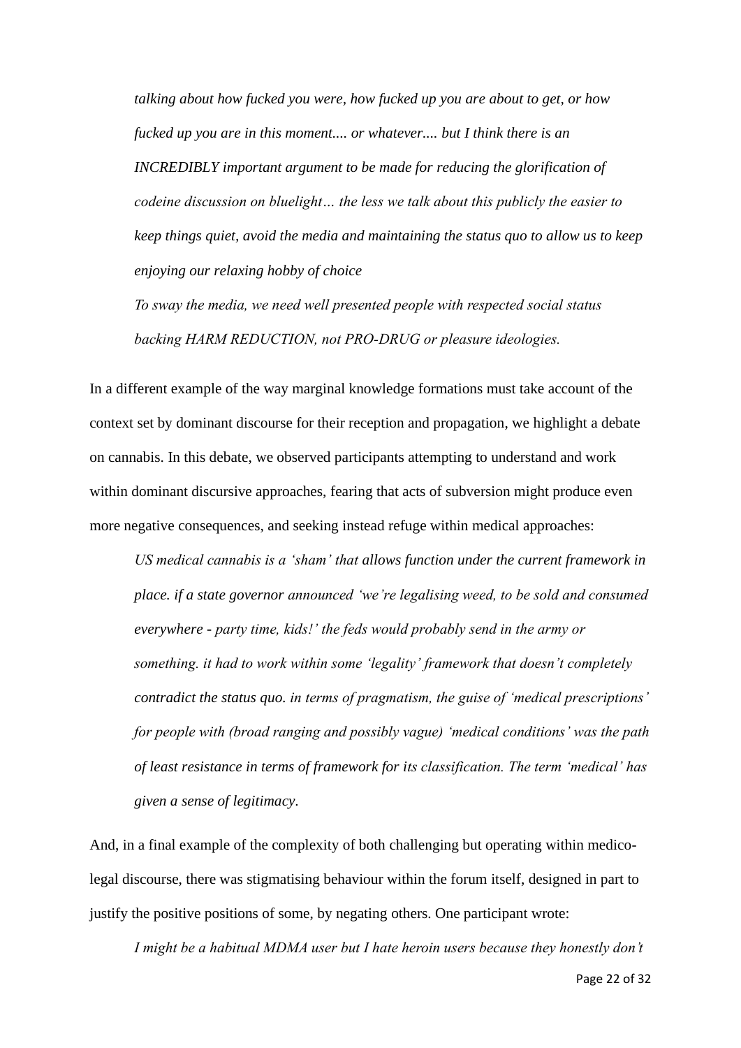*talking about how fucked you were, how fucked up you are about to get, or how fucked up you are in this moment.... or whatever.... but I think there is an INCREDIBLY important argument to be made for reducing the glorification of codeine discussion on bluelight… the less we talk about this publicly the easier to keep things quiet, avoid the media and maintaining the status quo to allow us to keep enjoying our relaxing hobby of choice*

*To sway the media, we need well presented people with respected social status backing HARM REDUCTION, not PRO-DRUG or pleasure ideologies.*

In a different example of the way marginal knowledge formations must take account of the context set by dominant discourse for their reception and propagation, we highlight a debate on cannabis. In this debate, we observed participants attempting to understand and work within dominant discursive approaches, fearing that acts of subversion might produce even more negative consequences, and seeking instead refuge within medical approaches:

> *US medical cannabis is a 'sham' that allows function under the current framework in place. if a state governor announced 'we're legalising weed, to be sold and consumed everywhere - party time, kids!' the feds would probably send in the army or something. it had to work within some 'legality' framework that doesn't completely contradict the status quo. in terms of pragmatism, the guise of 'medical prescriptions' for people with (broad ranging and possibly vague) 'medical conditions' was the path of least resistance in terms of framework for its classification. The term 'medical' has given a sense of legitimacy.*

And, in a final example of the complexity of both challenging but operating within medico-legal discourse, there was stigmatising behaviour within the forum itself, designed in part to justify the positive positions of some, by negating others. One participant wrote:

> *I might be a habitual MDMA user but I hate heroin users because they honestly don't*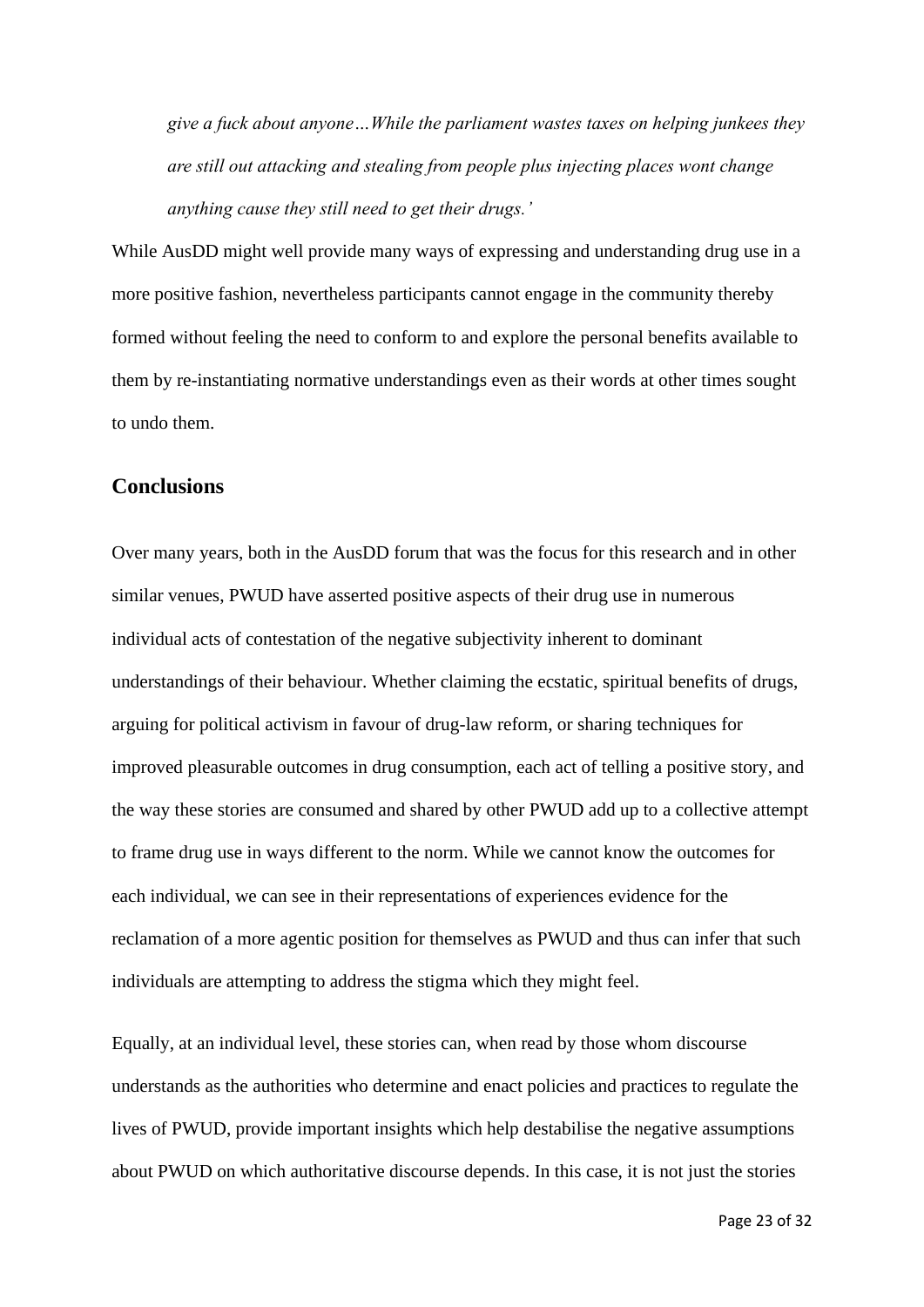*give a fuck about anyone…While the parliament wastes taxes on helping junkees they are still out attacking and stealing from people plus injecting places wont change anything cause they still need to get their drugs.'*

While AusDD might well provide many ways of expressing and understanding drug use in a more positive fashion, nevertheless participants cannot engage in the community thereby formed without feeling the need to conform to and explore the personal benefits available to them by re-instantiating normative understandings even as their words at other times sought to undo them.

## Conclusions

Over many years, both in the AusDD forum that was the focus for this research and in other similar venues, PWUD have asserted positive aspects of their drug use in numerous individual acts of contestation of the negative subjectivity inherent to dominant understandings of their behaviour. Whether claiming the ecstatic, spiritual benefits of drugs, arguing for political activism in favour of drug-law reform, or sharing techniques for improved pleasurable outcomes in drug consumption, each act of telling a positive story, and the way these stories are consumed and shared by other PWUD add up to a collective attempt to frame drug use in ways different to the norm. While we cannot know the outcomes for each individual, we can see in their representations of experiences evidence for the reclamation of a more agentic position for themselves as PWUD and thus can infer that such individuals are attempting to address the stigma which they might feel.

Equally, at an individual level, these stories can, when read by those whom discourse understands as the authorities who determine and enact policies and practices to regulate the lives of PWUD, provide important insights which help destabilise the negative assumptions about PWUD on which authoritative discourse depends. In this case, it is not just the stories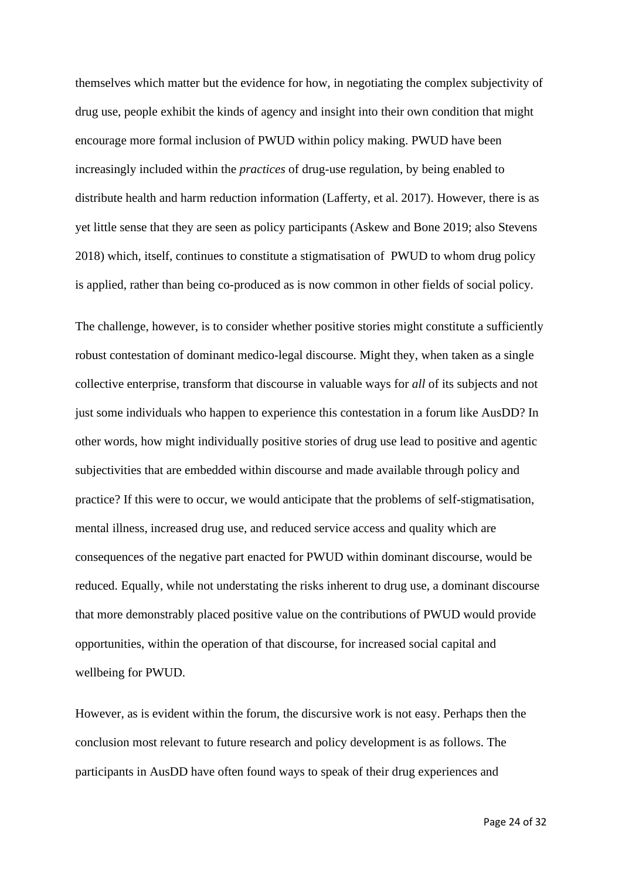themselves which matter but the evidence for how, in negotiating the complex subjectivity of drug use, people exhibit the kinds of agency and insight into their own condition that might encourage more formal inclusion of PWUD within policy making. PWUD have been increasingly included within the *practices* of drug-use regulation, by being enabled to distribute health and harm reduction information (Lafferty, et al. 2017). However, there is as yet little sense that they are seen as policy participants (Askew and Bone 2019; also Stevens 2018) which, itself, continues to constitute a stigmatisation of PWUD to whom drug policy is applied, rather than being co-produced as is now common in other fields of social policy.

The challenge, however, is to consider whether positive stories might constitute a sufficiently robust contestation of dominant medico-legal discourse. Might they, when taken as a single collective enterprise, transform that discourse in valuable ways for *all* of its subjects and not just some individuals who happen to experience this contestation in a forum like AusDD? In other words, how might individually positive stories of drug use lead to positive and agentic subjectivities that are embedded within discourse and made available through policy and practice? If this were to occur, we would anticipate that the problems of self-stigmatisation, mental illness, increased drug use, and reduced service access and quality which are consequences of the negative part enacted for PWUD within dominant discourse, would be reduced. Equally, while not understating the risks inherent to drug use, a dominant discourse that more demonstrably placed positive value on the contributions of PWUD would provide opportunities, within the operation of that discourse, for increased social capital and wellbeing for PWUD.

However, as is evident within the forum, the discursive work is not easy. Perhaps then the conclusion most relevant to future research and policy development is as follows. The participants in AusDD have often found ways to speak of their drug experiences and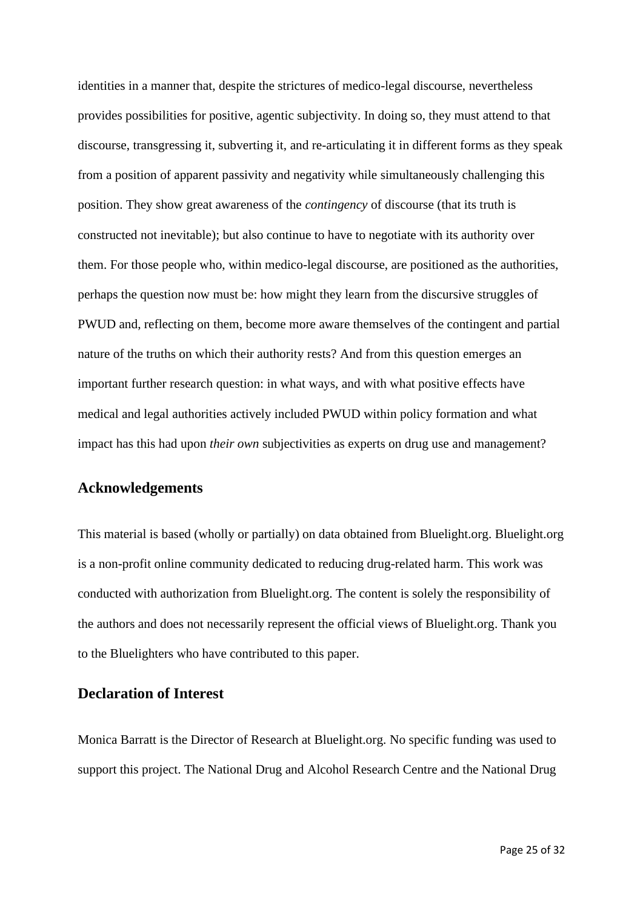identities in a manner that, despite the strictures of medico-legal discourse, nevertheless provides possibilities for positive, agentic subjectivity. In doing so, they must attend to that discourse, transgressing it, subverting it, and re-articulating it in different forms as they speak from a position of apparent passivity and negativity while simultaneously challenging this position. They show great awareness of the *contingency* of discourse (that its truth is constructed not inevitable); but also continue to have to negotiate with its authority over them. For those people who, within medico-legal discourse, are positioned as the authorities, perhaps the question now must be: how might they learn from the discursive struggles of PWUD and, reflecting on them, become more aware themselves of the contingent and partial nature of the truths on which their authority rests? And from this question emerges an important further research question: in what ways, and with what positive effects have medical and legal authorities actively included PWUD within policy formation and what impact has this had upon *their own* subjectivities as experts on drug use and management?

## Acknowledgements

This material is based (wholly or partially) on data obtained from Bluelight.org. Bluelight.org is a non-profit online community dedicated to reducing drug-related harm. This work was conducted with authorization from Bluelight.org. The content is solely the responsibility of the authors and does not necessarily represent the official views of Bluelight.org. Thank you to the Bluelighters who have contributed to this paper.

## Declaration of Interest

Monica Barratt is the Director of Research at Bluelight.org. No specific funding was used to support this project. The National Drug and Alcohol Research Centre and the National Drug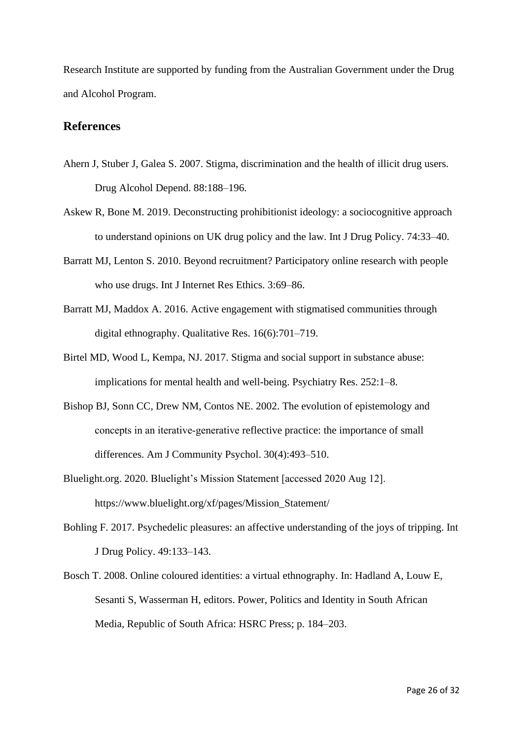Research Institute are supported by funding from the Australian Government under the Drug and Alcohol Program.

## References

Ahern J, Stuber J, Galea S. 2007. Stigma, discrimination and the health of illicit drug users. Drug Alcohol Depend. 88:188–196.

Askew R, Bone M. 2019. Deconstructing prohibitionist ideology: a sociocognitive approach to understand opinions on UK drug policy and the law. Int J Drug Policy. 74:33–40.

Barratt MJ, Lenton S. 2010. Beyond recruitment? Participatory online research with people who use drugs. Int J Internet Res Ethics. 3:69–86.

Barratt MJ, Maddox A. 2016. Active engagement with stigmatised communities through digital ethnography. Qualitative Res. 16(6):701–719.

Birtel MD, Wood L, Kempa, NJ. 2017. Stigma and social support in substance abuse: implications for mental health and well-being. Psychiatry Res. 252:1–8.

Bishop BJ, Sonn CC, Drew NM, Contos NE. 2002. The evolution of epistemology and concepts in an iterative-generative reflective practice: the importance of small differences. Am J Community Psychol. 30(4):493–510.

Bluelight.org. 2020. Bluelight's Mission Statement [accessed 2020 Aug 12]. https://www.bluelight.org/xf/pages/Mission_Statement/

Bohling F. 2017. Psychedelic pleasures: an affective understanding of the joys of tripping. Int J Drug Policy. 49:133–143.

Bosch T. 2008. Online coloured identities: a virtual ethnography. In: Hadland A, Louw E, Sesanti S, Wasserman H, editors. Power, Politics and Identity in South African Media, Republic of South Africa: HSRC Press; p. 184–203.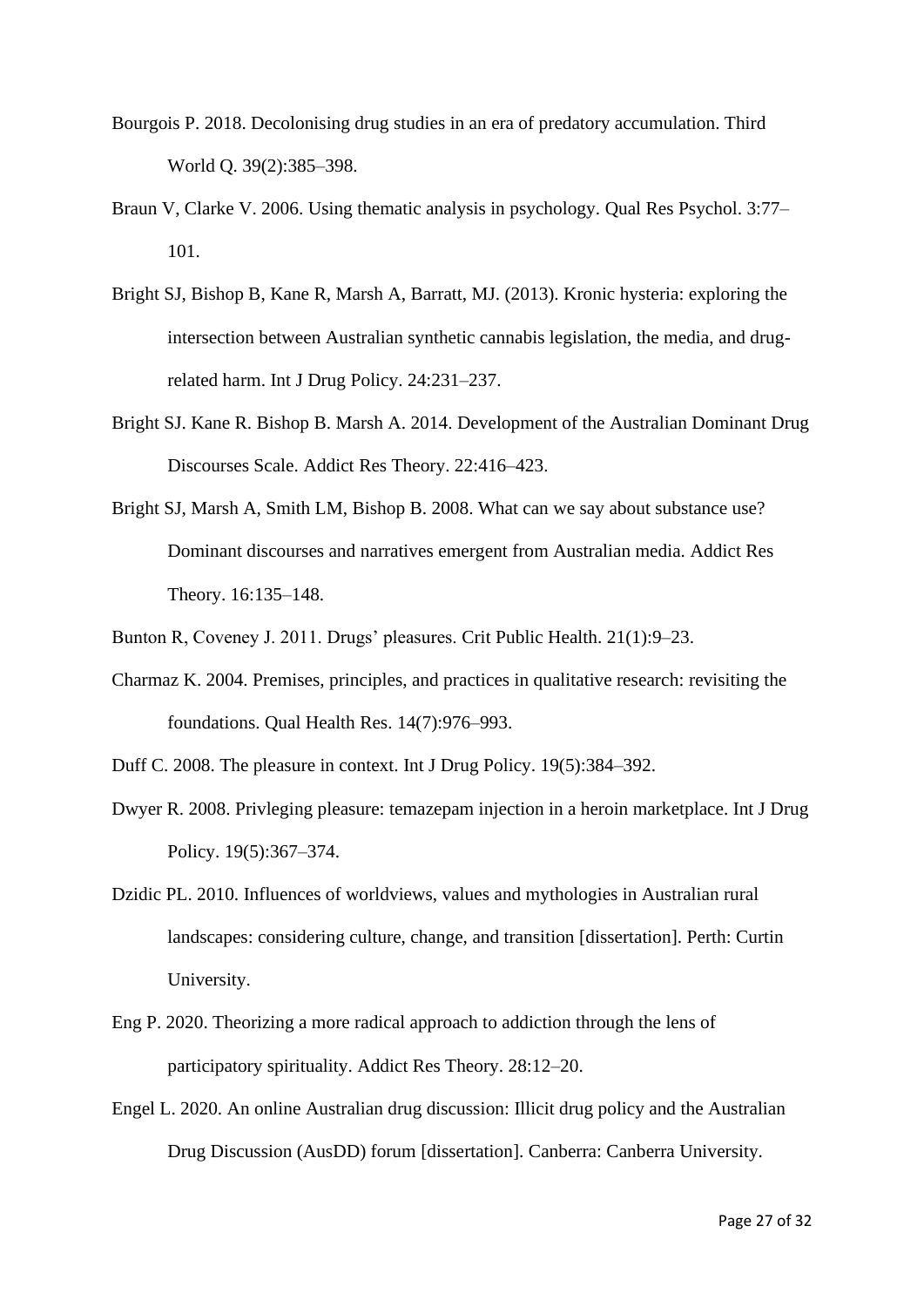Bourgois P. 2018. Decolonising drug studies in an era of predatory accumulation. Third World Q. 39(2):385–398.

Braun V, Clarke V. 2006. Using thematic analysis in psychology. Qual Res Psychol. 3:77–101.

Bright SJ, Bishop B, Kane R, Marsh A, Barratt, MJ. (2013). Kronic hysteria: exploring the intersection between Australian synthetic cannabis legislation, the media, and drug-related harm. Int J Drug Policy. 24:231–237.

Bright SJ. Kane R. Bishop B. Marsh A. 2014. Development of the Australian Dominant Drug Discourses Scale. Addict Res Theory. 22:416–423.

Bright SJ, Marsh A, Smith LM, Bishop B. 2008. What can we say about substance use? Dominant discourses and narratives emergent from Australian media. Addict Res Theory. 16:135–148.

Bunton R, Coveney J. 2011. Drugs' pleasures. Crit Public Health. 21(1):9–23.

Charmaz K. 2004. Premises, principles, and practices in qualitative research: revisiting the foundations. Qual Health Res. 14(7):976–993.

Duff C. 2008. The pleasure in context. Int J Drug Policy. 19(5):384–392.

Dwyer R. 2008. Privleging pleasure: temazepam injection in a heroin marketplace. Int J Drug Policy. 19(5):367–374.

Dzidic PL. 2010. Influences of worldviews, values and mythologies in Australian rural landscapes: considering culture, change, and transition [dissertation]. Perth: Curtin University.

Eng P. 2020. Theorizing a more radical approach to addiction through the lens of participatory spirituality. Addict Res Theory. 28:12–20.

Engel L. 2020. An online Australian drug discussion: Illicit drug policy and the Australian Drug Discussion (AusDD) forum [dissertation]. Canberra: Canberra University.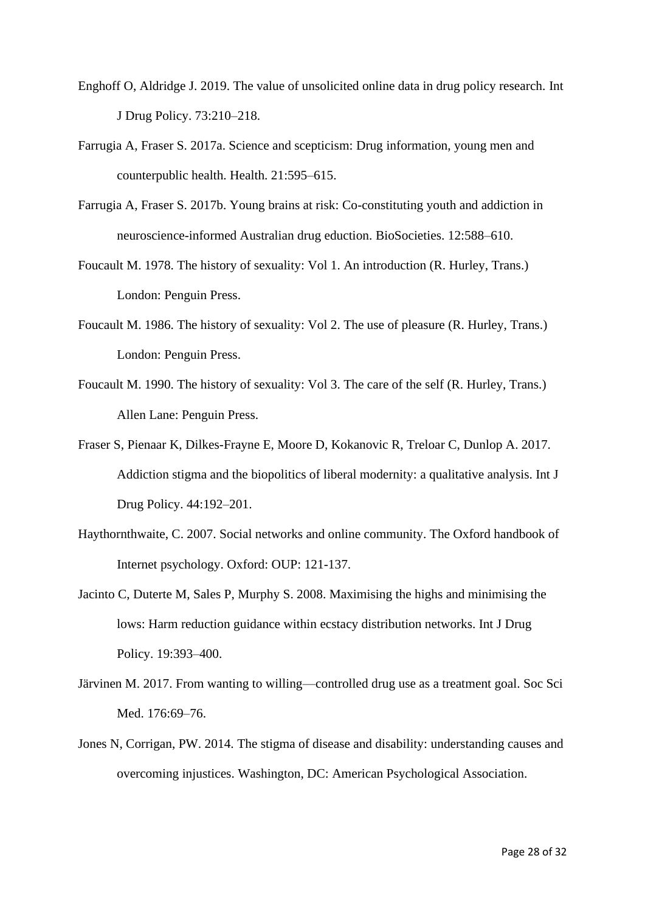Enghoff O, Aldridge J. 2019. The value of unsolicited online data in drug policy research. Int J Drug Policy. 73:210–218.

Farrugia A, Fraser S. 2017a. Science and scepticism: Drug information, young men and counterpublic health. Health. 21:595–615.

Farrugia A, Fraser S. 2017b. Young brains at risk: Co-constituting youth and addiction in neuroscience-informed Australian drug eduction. BioSocieties. 12:588–610.

Foucault M. 1978. The history of sexuality: Vol 1. An introduction (R. Hurley, Trans.) London: Penguin Press.

Foucault M. 1986. The history of sexuality: Vol 2. The use of pleasure (R. Hurley, Trans.) London: Penguin Press.

Foucault M. 1990. The history of sexuality: Vol 3. The care of the self (R. Hurley, Trans.) Allen Lane: Penguin Press.

Fraser S, Pienaar K, Dilkes-Frayne E, Moore D, Kokanovic R, Treloar C, Dunlop A. 2017. Addiction stigma and the biopolitics of liberal modernity: a qualitative analysis. Int J Drug Policy. 44:192–201.

Haythornthwaite, C. 2007. Social networks and online community. The Oxford handbook of Internet psychology. Oxford: OUP: 121-137.

Jacinto C, Duterte M, Sales P, Murphy S. 2008. Maximising the highs and minimising the lows: Harm reduction guidance within ecstacy distribution networks. Int J Drug Policy. 19:393–400.

Järvinen M. 2017. From wanting to willing—controlled drug use as a treatment goal. Soc Sci Med. 176:69–76.

Jones N, Corrigan, PW. 2014. The stigma of disease and disability: understanding causes and overcoming injustices. Washington, DC: American Psychological Association.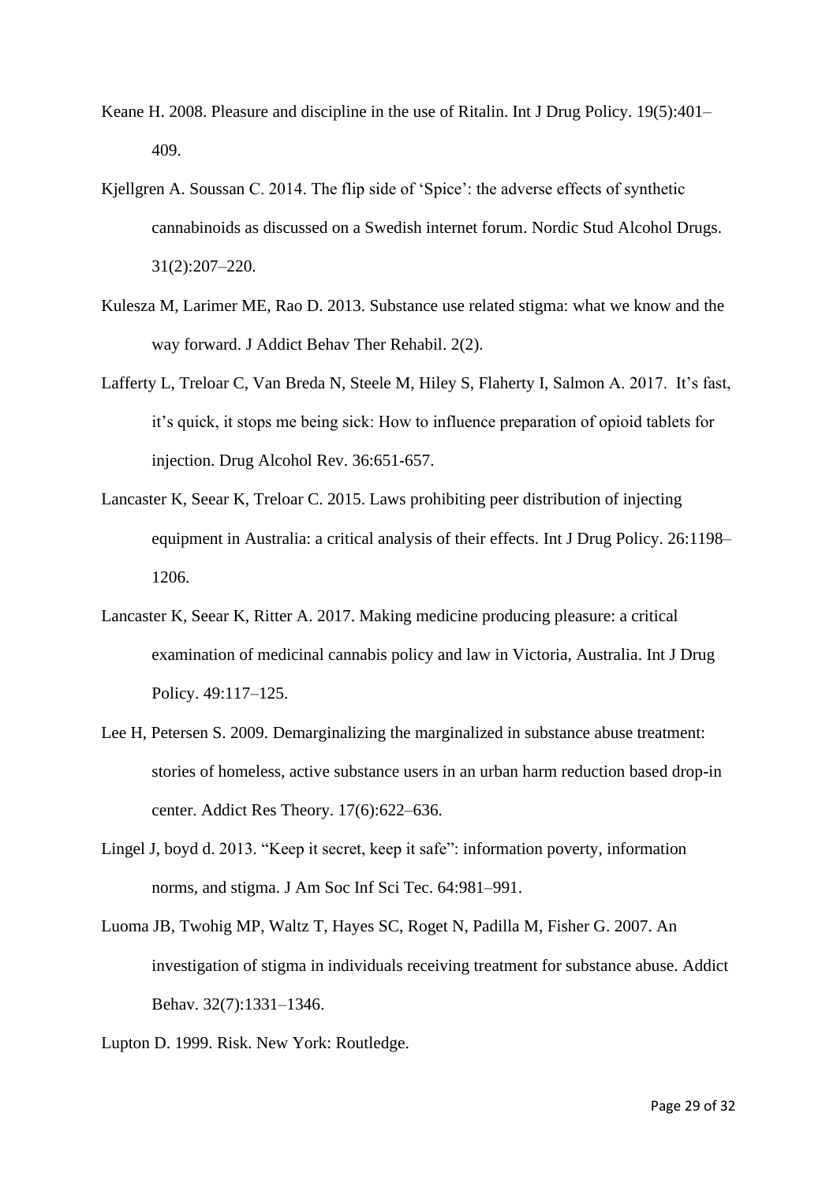Keane H. 2008. Pleasure and discipline in the use of Ritalin. Int J Drug Policy. 19(5):401–409.

Kjellgren A. Soussan C. 2014. The flip side of 'Spice': the adverse effects of synthetic cannabinoids as discussed on a Swedish internet forum. Nordic Stud Alcohol Drugs. 31(2):207–220.

Kulesza M, Larimer ME, Rao D. 2013. Substance use related stigma: what we know and the way forward. J Addict Behav Ther Rehabil. 2(2).

Lafferty L, Treloar C, Van Breda N, Steele M, Hiley S, Flaherty I, Salmon A. 2017. It's fast, it's quick, it stops me being sick: How to influence preparation of opioid tablets for injection. Drug Alcohol Rev. 36:651-657.

Lancaster K, Seear K, Treloar C. 2015. Laws prohibiting peer distribution of injecting equipment in Australia: a critical analysis of their effects. Int J Drug Policy. 26:1198–1206.

Lancaster K, Seear K, Ritter A. 2017. Making medicine producing pleasure: a critical examination of medicinal cannabis policy and law in Victoria, Australia. Int J Drug Policy. 49:117–125.

Lee H, Petersen S. 2009. Demarginalizing the marginalized in substance abuse treatment: stories of homeless, active substance users in an urban harm reduction based drop-in center. Addict Res Theory. 17(6):622–636.

Lingel J, boyd d. 2013. "Keep it secret, keep it safe": information poverty, information norms, and stigma. J Am Soc Inf Sci Tec. 64:981–991.

Luoma JB, Twohig MP, Waltz T, Hayes SC, Roget N, Padilla M, Fisher G. 2007. An investigation of stigma in individuals receiving treatment for substance abuse. Addict Behav. 32(7):1331–1346.

Lupton D. 1999. Risk. New York: Routledge.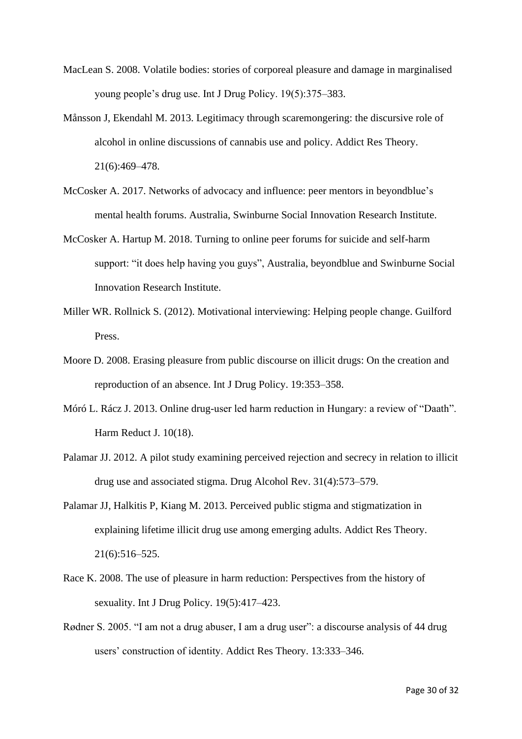MacLean S. 2008. Volatile bodies: stories of corporeal pleasure and damage in marginalised young people's drug use. Int J Drug Policy. 19(5):375–383.

Månsson J, Ekendahl M. 2013. Legitimacy through scaremongering: the discursive role of alcohol in online discussions of cannabis use and policy. Addict Res Theory. 21(6):469–478.

McCosker A. 2017. Networks of advocacy and influence: peer mentors in beyondblue's mental health forums. Australia, Swinburne Social Innovation Research Institute.

McCosker A. Hartup M. 2018. Turning to online peer forums for suicide and self-harm support: "it does help having you guys", Australia, beyondblue and Swinburne Social Innovation Research Institute.

Miller WR. Rollnick S. (2012). Motivational interviewing: Helping people change. Guilford Press.

Moore D. 2008. Erasing pleasure from public discourse on illicit drugs: On the creation and reproduction of an absence. Int J Drug Policy. 19:353–358.

Móró L. Rácz J. 2013. Online drug-user led harm reduction in Hungary: a review of "Daath". Harm Reduct J. 10(18).

Palamar JJ. 2012. A pilot study examining perceived rejection and secrecy in relation to illicit drug use and associated stigma. Drug Alcohol Rev. 31(4):573–579.

Palamar JJ, Halkitis P, Kiang M. 2013. Perceived public stigma and stigmatization in explaining lifetime illicit drug use among emerging adults. Addict Res Theory. 21(6):516–525.

Race K. 2008. The use of pleasure in harm reduction: Perspectives from the history of sexuality. Int J Drug Policy. 19(5):417–423.

Rødner S. 2005. "I am not a drug abuser, I am a drug user": a discourse analysis of 44 drug users' construction of identity. Addict Res Theory. 13:333–346.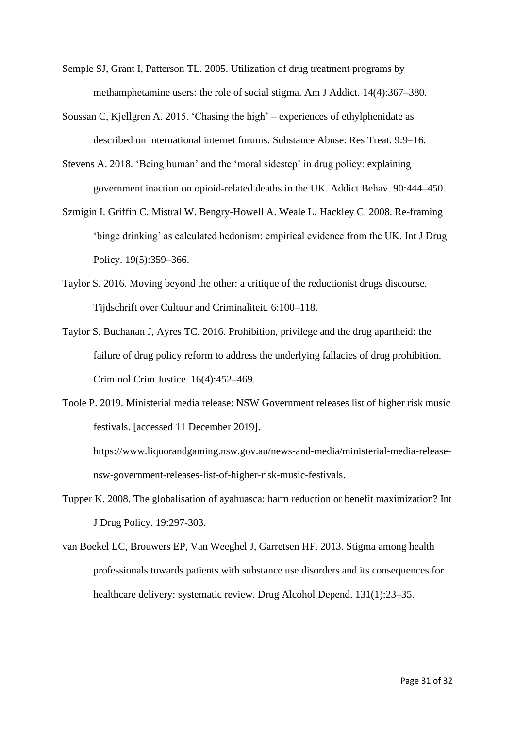Semple SJ, Grant I, Patterson TL. 2005. Utilization of drug treatment programs by methamphetamine users: the role of social stigma. Am J Addict. 14(4):367–380.

Soussan C, Kjellgren A. 2015. 'Chasing the high' – experiences of ethylphenidate as described on international internet forums. Substance Abuse: Res Treat. 9:9–16.

Stevens A. 2018. 'Being human' and the 'moral sidestep' in drug policy: explaining government inaction on opioid-related deaths in the UK. Addict Behav. 90:444–450.

Szmigin I. Griffin C. Mistral W. Bengry-Howell A. Weale L. Hackley C. 2008. Re-framing 'binge drinking' as calculated hedonism: empirical evidence from the UK. Int J Drug Policy. 19(5):359–366.

Taylor S. 2016. Moving beyond the other: a critique of the reductionist drugs discourse. Tijdschrift over Cultuur and Criminaliteit. 6:100–118.

Taylor S, Buchanan J, Ayres TC. 2016. Prohibition, privilege and the drug apartheid: the failure of drug policy reform to address the underlying fallacies of drug prohibition. Criminol Crim Justice. 16(4):452–469.

Toole P. 2019. Ministerial media release: NSW Government releases list of higher risk music festivals. [accessed 11 December 2019]. https://www.liquorandgaming.nsw.gov.au/news-and-media/ministerial-media-release-nsw-government-releases-list-of-higher-risk-music-festivals.

Tupper K. 2008. The globalisation of ayahuasca: harm reduction or benefit maximization? Int J Drug Policy. 19:297-303.

van Boekel LC, Brouwers EP, Van Weeghel J, Garretsen HF. 2013. Stigma among health professionals towards patients with substance use disorders and its consequences for healthcare delivery: systematic review. Drug Alcohol Depend. 131(1):23–35.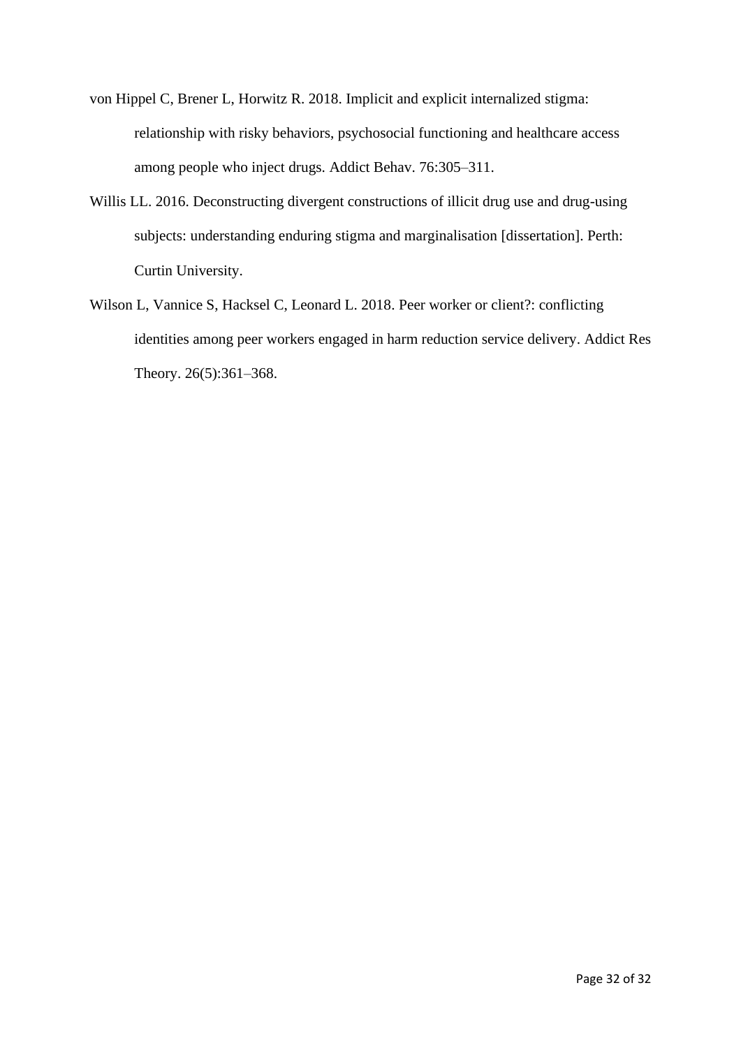von Hippel C, Brener L, Horwitz R. 2018. Implicit and explicit internalized stigma: relationship with risky behaviors, psychosocial functioning and healthcare access among people who inject drugs. Addict Behav. 76:305–311.

Willis LL. 2016. Deconstructing divergent constructions of illicit drug use and drug-using subjects: understanding enduring stigma and marginalisation [dissertation]. Perth: Curtin University.

Wilson L, Vannice S, Hacksel C, Leonard L. 2018. Peer worker or client?: conflicting identities among peer workers engaged in harm reduction service delivery. Addict Res Theory. 26(5):361–368.